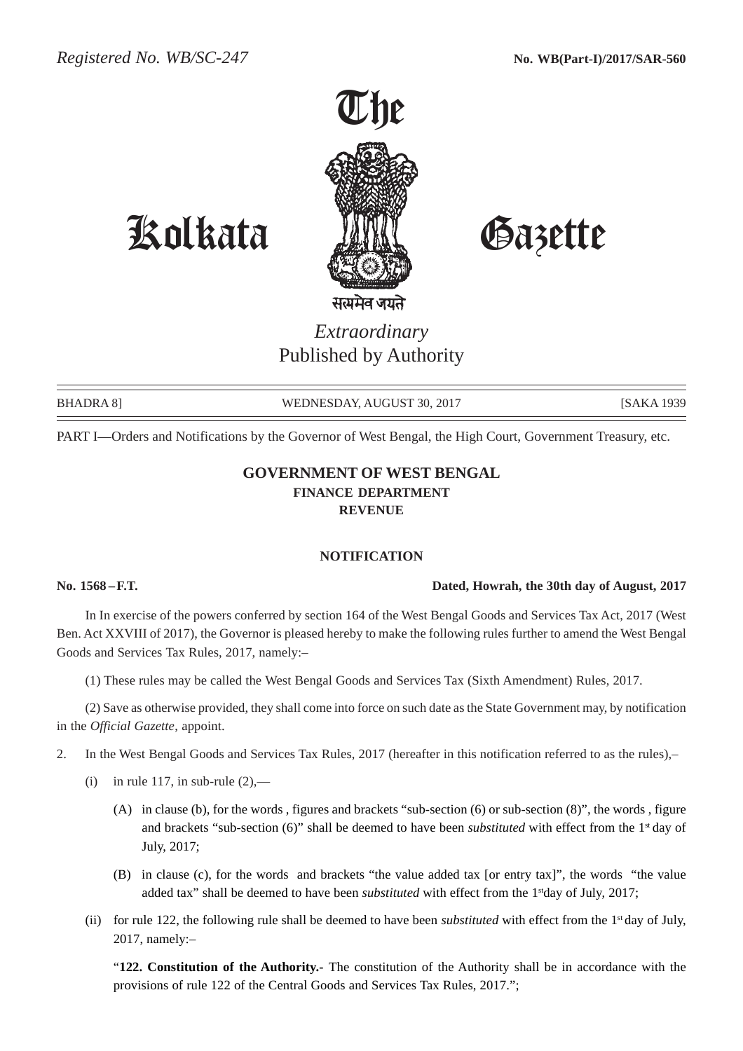*Registered No. WB/SC-247* **No. WB(Part-I)/2017/SAR-560**

# The Kolkata Gazette

सत्यमेव जयते

*Extraordinary*
Published by Authority

BHADRA 8] WEDNESDAY, AUGUST 30, 2017 [SAKA 1939

PART I—Orders and Notifications by the Governor of West Bengal, the High Court, Government Treasury, etc.

## GOVERNMENT OF WEST BENGAL
### FINANCE DEPARTMENT
### REVENUE

### NOTIFICATION

**No. 1568 – F.T.** **Dated, Howrah, the 30th day of August, 2017**

In In exercise of the powers conferred by section 164 of the West Bengal Goods and Services Tax Act, 2017 (West Ben. Act XXVIII of 2017), the Governor is pleased hereby to make the following rules further to amend the West Bengal Goods and Services Tax Rules, 2017, namely:–

(1) These rules may be called the West Bengal Goods and Services Tax (Sixth Amendment) Rules, 2017.

(2) Save as otherwise provided, they shall come into force on such date as the State Government may, by notification in the *Official Gazette*, appoint.

2. In the West Bengal Goods and Services Tax Rules, 2017 (hereafter in this notification referred to as the rules),–

(i) in rule 117, in sub-rule (2),—

(A) in clause (b), for the words , figures and brackets "sub-section (6) or sub-section (8)", the words , figure and brackets "sub-section (6)" shall be deemed to have been *substituted* with effect from the 1st day of July, 2017;

(B) in clause (c), for the words and brackets "the value added tax [or entry tax]", the words "the value added tax" shall be deemed to have been *substituted* with effect from the 1st day of July, 2017;

(ii) for rule 122, the following rule shall be deemed to have been *substituted* with effect from the 1st day of July, 2017, namely:–

"**122. Constitution of the Authority.-** The constitution of the Authority shall be in accordance with the provisions of rule 122 of the Central Goods and Services Tax Rules, 2017.";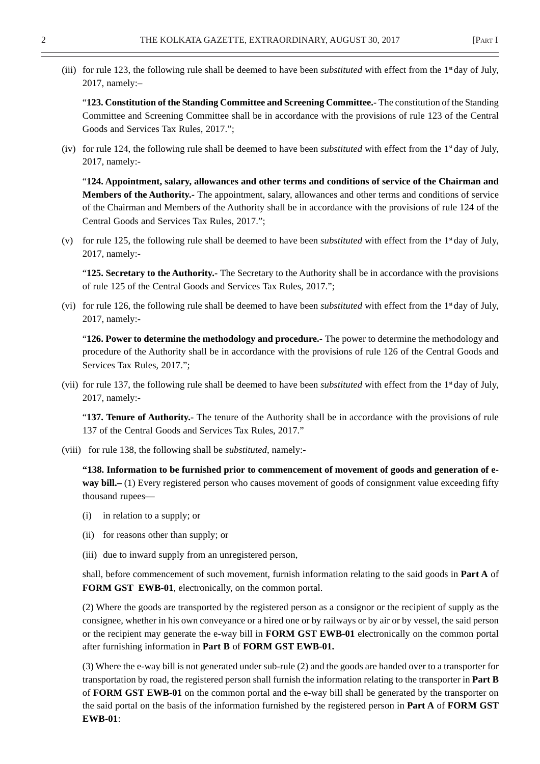(iii) for rule 123, the following rule shall be deemed to have been *substituted* with effect from the 1st day of July, 2017, namely:–

"**123. Constitution of the Standing Committee and Screening Committee.-** The constitution of the Standing Committee and Screening Committee shall be in accordance with the provisions of rule 123 of the Central Goods and Services Tax Rules, 2017.";

(iv) for rule 124, the following rule shall be deemed to have been *substituted* with effect from the 1st day of July, 2017, namely:-

"**124. Appointment, salary, allowances and other terms and conditions of service of the Chairman and Members of the Authority.-** The appointment, salary, allowances and other terms and conditions of service of the Chairman and Members of the Authority shall be in accordance with the provisions of rule 124 of the Central Goods and Services Tax Rules, 2017.";

(v) for rule 125, the following rule shall be deemed to have been *substituted* with effect from the 1st day of July, 2017, namely:-

"**125. Secretary to the Authority.-** The Secretary to the Authority shall be in accordance with the provisions of rule 125 of the Central Goods and Services Tax Rules, 2017.";

(vi) for rule 126, the following rule shall be deemed to have been *substituted* with effect from the 1st day of July, 2017, namely:-

"**126. Power to determine the methodology and procedure.-** The power to determine the methodology and procedure of the Authority shall be in accordance with the provisions of rule 126 of the Central Goods and Services Tax Rules, 2017.";

(vii) for rule 137, the following rule shall be deemed to have been *substituted* with effect from the 1st day of July, 2017, namely:-

"**137. Tenure of Authority.-** The tenure of the Authority shall be in accordance with the provisions of rule 137 of the Central Goods and Services Tax Rules, 2017."

(viii) for rule 138, the following shall be *substituted*, namely:-

**"138. Information to be furnished prior to commencement of movement of goods and generation of e-way bill.–** (1) Every registered person who causes movement of goods of consignment value exceeding fifty thousand rupees—

(i) in relation to a supply; or

(ii) for reasons other than supply; or

(iii) due to inward supply from an unregistered person,

shall, before commencement of such movement, furnish information relating to the said goods in **Part A** of **FORM GST EWB-01**, electronically, on the common portal.

(2) Where the goods are transported by the registered person as a consignor or the recipient of supply as the consignee, whether in his own conveyance or a hired one or by railways or by air or by vessel, the said person or the recipient may generate the e-way bill in **FORM GST EWB-01** electronically on the common portal after furnishing information in **Part B** of **FORM GST EWB-01.**

(3) Where the e-way bill is not generated under sub-rule (2) and the goods are handed over to a transporter for transportation by road, the registered person shall furnish the information relating to the transporter in **Part B** of **FORM GST EWB-01** on the common portal and the e-way bill shall be generated by the transporter on the said portal on the basis of the information furnished by the registered person in **Part A** of **FORM GST EWB-01**: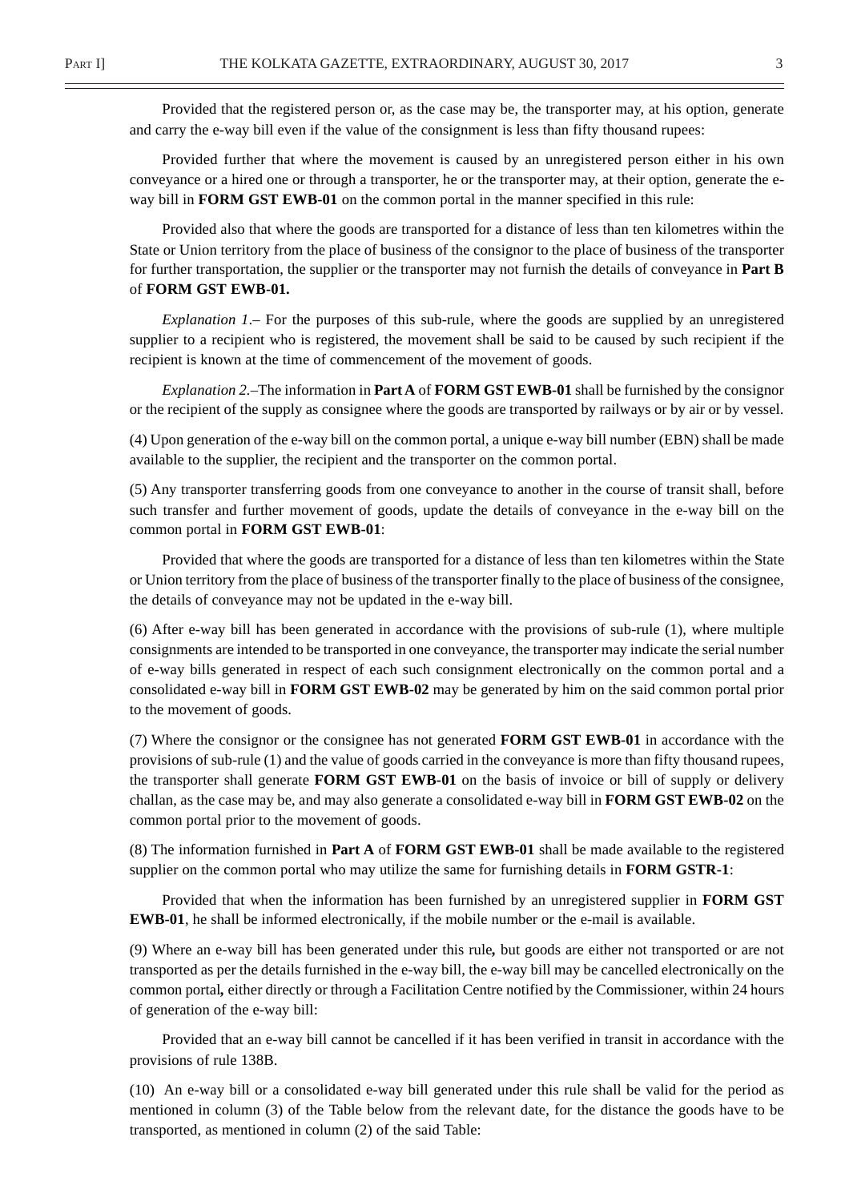Provided that the registered person or, as the case may be, the transporter may, at his option, generate and carry the e-way bill even if the value of the consignment is less than fifty thousand rupees:

Provided further that where the movement is caused by an unregistered person either in his own conveyance or a hired one or through a transporter, he or the transporter may, at their option, generate the e-way bill in **FORM GST EWB-01** on the common portal in the manner specified in this rule:

Provided also that where the goods are transported for a distance of less than ten kilometres within the State or Union territory from the place of business of the consignor to the place of business of the transporter for further transportation, the supplier or the transporter may not furnish the details of conveyance in **Part B** of **FORM GST EWB-01.**

*Explanation 1*.– For the purposes of this sub-rule, where the goods are supplied by an unregistered supplier to a recipient who is registered, the movement shall be said to be caused by such recipient if the recipient is known at the time of commencement of the movement of goods.

*Explanation 2*.–The information in **Part A** of **FORM GST EWB-01** shall be furnished by the consignor or the recipient of the supply as consignee where the goods are transported by railways or by air or by vessel.

(4) Upon generation of the e-way bill on the common portal, a unique e-way bill number (EBN) shall be made available to the supplier, the recipient and the transporter on the common portal.

(5) Any transporter transferring goods from one conveyance to another in the course of transit shall, before such transfer and further movement of goods, update the details of conveyance in the e-way bill on the common portal in **FORM GST EWB-01**:

Provided that where the goods are transported for a distance of less than ten kilometres within the State or Union territory from the place of business of the transporter finally to the place of business of the consignee, the details of conveyance may not be updated in the e-way bill.

(6) After e-way bill has been generated in accordance with the provisions of sub-rule (1), where multiple consignments are intended to be transported in one conveyance, the transporter may indicate the serial number of e-way bills generated in respect of each such consignment electronically on the common portal and a consolidated e-way bill in **FORM GST EWB-02** may be generated by him on the said common portal prior to the movement of goods.

(7) Where the consignor or the consignee has not generated **FORM GST EWB-01** in accordance with the provisions of sub-rule (1) and the value of goods carried in the conveyance is more than fifty thousand rupees, the transporter shall generate **FORM GST EWB-01** on the basis of invoice or bill of supply or delivery challan, as the case may be, and may also generate a consolidated e-way bill in **FORM GST EWB-02** on the common portal prior to the movement of goods.

(8) The information furnished in **Part A** of **FORM GST EWB-01** shall be made available to the registered supplier on the common portal who may utilize the same for furnishing details in **FORM GSTR-1**:

Provided that when the information has been furnished by an unregistered supplier in **FORM GST EWB-01**, he shall be informed electronically, if the mobile number or the e-mail is available.

(9) Where an e-way bill has been generated under this rule**,** but goods are either not transported or are not transported as per the details furnished in the e-way bill, the e-way bill may be cancelled electronically on the common portal**,** either directly or through a Facilitation Centre notified by the Commissioner, within 24 hours of generation of the e-way bill:

Provided that an e-way bill cannot be cancelled if it has been verified in transit in accordance with the provisions of rule 138B.

(10) An e-way bill or a consolidated e-way bill generated under this rule shall be valid for the period as mentioned in column (3) of the Table below from the relevant date, for the distance the goods have to be transported, as mentioned in column (2) of the said Table: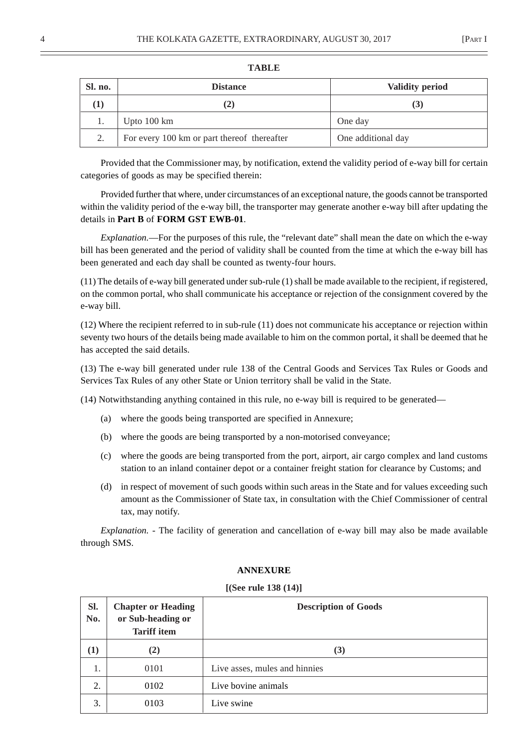**TABLE**

| Sl. no. | Distance | Validity period |
|---|---|---|
| (1) | (2) | (3) |
| 1. | Upto 100 km | One day |
| 2. | For every 100 km or part thereof thereafter | One additional day |

Provided that the Commissioner may, by notification, extend the validity period of e-way bill for certain categories of goods as may be specified therein:

Provided further that where, under circumstances of an exceptional nature, the goods cannot be transported within the validity period of the e-way bill, the transporter may generate another e-way bill after updating the details in **Part B** of **FORM GST EWB-01**.

*Explanation.*—For the purposes of this rule, the "relevant date" shall mean the date on which the e-way bill has been generated and the period of validity shall be counted from the time at which the e-way bill has been generated and each day shall be counted as twenty-four hours.

(11) The details of e-way bill generated under sub-rule (1) shall be made available to the recipient, if registered, on the common portal, who shall communicate his acceptance or rejection of the consignment covered by the e-way bill.

(12) Where the recipient referred to in sub-rule (11) does not communicate his acceptance or rejection within seventy two hours of the details being made available to him on the common portal, it shall be deemed that he has accepted the said details.

(13) The e-way bill generated under rule 138 of the Central Goods and Services Tax Rules or Goods and Services Tax Rules of any other State or Union territory shall be valid in the State.

(14) Notwithstanding anything contained in this rule, no e-way bill is required to be generated—

(a) where the goods being transported are specified in Annexure;

(b) where the goods are being transported by a non-motorised conveyance;

(c) where the goods are being transported from the port, airport, air cargo complex and land customs station to an inland container depot or a container freight station for clearance by Customs; and

(d) in respect of movement of such goods within such areas in the State and for values exceeding such amount as the Commissioner of State tax, in consultation with the Chief Commissioner of central tax, may notify.

*Explanation.* - The facility of generation and cancellation of e-way bill may also be made available through SMS.

**ANNEXURE**

**[(See rule 138 (14)]**

| Sl. No. | Chapter or Heading or Sub-heading or Tariff item | Description of Goods |
|---|---|---|
| (1) | (2) | (3) |
| 1. | 0101 | Live asses, mules and hinnies |
| 2. | 0102 | Live bovine animals |
| 3. | 0103 | Live swine |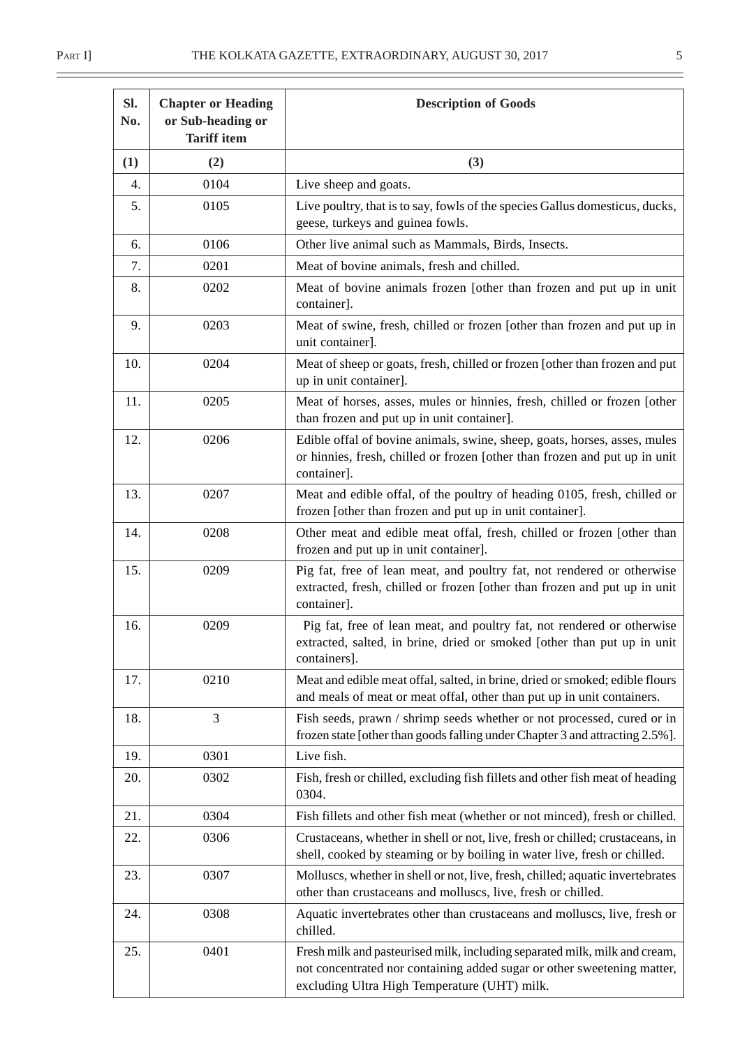| Sl. No. | Chapter or Heading or Sub-heading or Tariff item | Description of Goods |
|---|---|---|
| (1) | (2) | (3) |
| 4. | 0104 | Live sheep and goats. |
| 5. | 0105 | Live poultry, that is to say, fowls of the species Gallus domesticus, ducks, geese, turkeys and guinea fowls. |
| 6. | 0106 | Other live animal such as Mammals, Birds, Insects. |
| 7. | 0201 | Meat of bovine animals, fresh and chilled. |
| 8. | 0202 | Meat of bovine animals frozen [other than frozen and put up in unit container]. |
| 9. | 0203 | Meat of swine, fresh, chilled or frozen [other than frozen and put up in unit container]. |
| 10. | 0204 | Meat of sheep or goats, fresh, chilled or frozen [other than frozen and put up in unit container]. |
| 11. | 0205 | Meat of horses, asses, mules or hinnies, fresh, chilled or frozen [other than frozen and put up in unit container]. |
| 12. | 0206 | Edible offal of bovine animals, swine, sheep, goats, horses, asses, mules or hinnies, fresh, chilled or frozen [other than frozen and put up in unit container]. |
| 13. | 0207 | Meat and edible offal, of the poultry of heading 0105, fresh, chilled or frozen [other than frozen and put up in unit container]. |
| 14. | 0208 | Other meat and edible meat offal, fresh, chilled or frozen [other than frozen and put up in unit container]. |
| 15. | 0209 | Pig fat, free of lean meat, and poultry fat, not rendered or otherwise extracted, fresh, chilled or frozen [other than frozen and put up in unit container]. |
| 16. | 0209 | Pig fat, free of lean meat, and poultry fat, not rendered or otherwise extracted, salted, in brine, dried or smoked [other than put up in unit containers]. |
| 17. | 0210 | Meat and edible meat offal, salted, in brine, dried or smoked; edible flours and meals of meat or meat offal, other than put up in unit containers. |
| 18. | 3 | Fish seeds, prawn / shrimp seeds whether or not processed, cured or in frozen state [other than goods falling under Chapter 3 and attracting 2.5%]. |
| 19. | 0301 | Live fish. |
| 20. | 0302 | Fish, fresh or chilled, excluding fish fillets and other fish meat of heading 0304. |
| 21. | 0304 | Fish fillets and other fish meat (whether or not minced), fresh or chilled. |
| 22. | 0306 | Crustaceans, whether in shell or not, live, fresh or chilled; crustaceans, in shell, cooked by steaming or by boiling in water live, fresh or chilled. |
| 23. | 0307 | Molluscs, whether in shell or not, live, fresh, chilled; aquatic invertebrates other than crustaceans and molluscs, live, fresh or chilled. |
| 24. | 0308 | Aquatic invertebrates other than crustaceans and molluscs, live, fresh or chilled. |
| 25. | 0401 | Fresh milk and pasteurised milk, including separated milk, milk and cream, not concentrated nor containing added sugar or other sweetening matter, excluding Ultra High Temperature (UHT) milk. |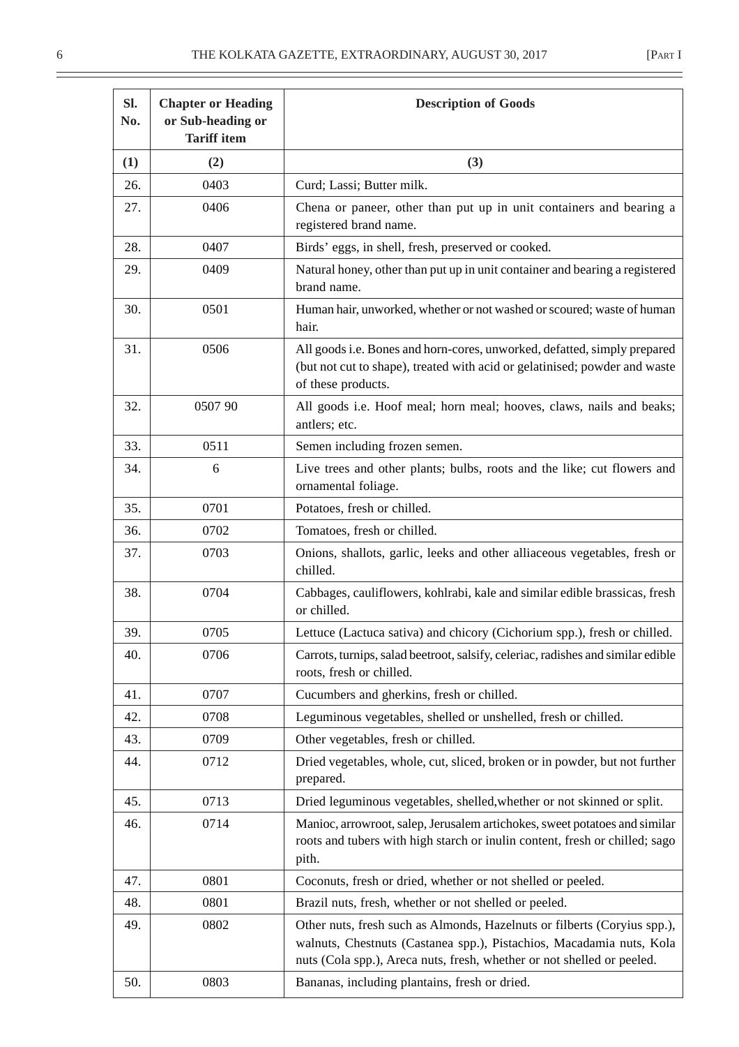| Sl. No. | Chapter or Heading or Sub-heading or Tariff item | Description of Goods |
|---|---|---|
| (1) | (2) | (3) |
| 26. | 0403 | Curd; Lassi; Butter milk. |
| 27. | 0406 | Chena or paneer, other than put up in unit containers and bearing a registered brand name. |
| 28. | 0407 | Birds' eggs, in shell, fresh, preserved or cooked. |
| 29. | 0409 | Natural honey, other than put up in unit container and bearing a registered brand name. |
| 30. | 0501 | Human hair, unworked, whether or not washed or scoured; waste of human hair. |
| 31. | 0506 | All goods i.e. Bones and horn-cores, unworked, defatted, simply prepared (but not cut to shape), treated with acid or gelatinised; powder and waste of these products. |
| 32. | 0507 90 | All goods i.e. Hoof meal; horn meal; hooves, claws, nails and beaks; antlers; etc. |
| 33. | 0511 | Semen including frozen semen. |
| 34. | 6 | Live trees and other plants; bulbs, roots and the like; cut flowers and ornamental foliage. |
| 35. | 0701 | Potatoes, fresh or chilled. |
| 36. | 0702 | Tomatoes, fresh or chilled. |
| 37. | 0703 | Onions, shallots, garlic, leeks and other alliaceous vegetables, fresh or chilled. |
| 38. | 0704 | Cabbages, cauliflowers, kohlrabi, kale and similar edible brassicas, fresh or chilled. |
| 39. | 0705 | Lettuce (Lactuca sativa) and chicory (Cichorium spp.), fresh or chilled. |
| 40. | 0706 | Carrots, turnips, salad beetroot, salsify, celeriac, radishes and similar edible roots, fresh or chilled. |
| 41. | 0707 | Cucumbers and gherkins, fresh or chilled. |
| 42. | 0708 | Leguminous vegetables, shelled or unshelled, fresh or chilled. |
| 43. | 0709 | Other vegetables, fresh or chilled. |
| 44. | 0712 | Dried vegetables, whole, cut, sliced, broken or in powder, but not further prepared. |
| 45. | 0713 | Dried leguminous vegetables, shelled,whether or not skinned or split. |
| 46. | 0714 | Manioc, arrowroot, salep, Jerusalem artichokes, sweet potatoes and similar roots and tubers with high starch or inulin content, fresh or chilled; sago pith. |
| 47. | 0801 | Coconuts, fresh or dried, whether or not shelled or peeled. |
| 48. | 0801 | Brazil nuts, fresh, whether or not shelled or peeled. |
| 49. | 0802 | Other nuts, fresh such as Almonds, Hazelnuts or filberts (Coryius spp.), walnuts, Chestnuts (Castanea spp.), Pistachios, Macadamia nuts, Kola nuts (Cola spp.), Areca nuts, fresh, whether or not shelled or peeled. |
| 50. | 0803 | Bananas, including plantains, fresh or dried. |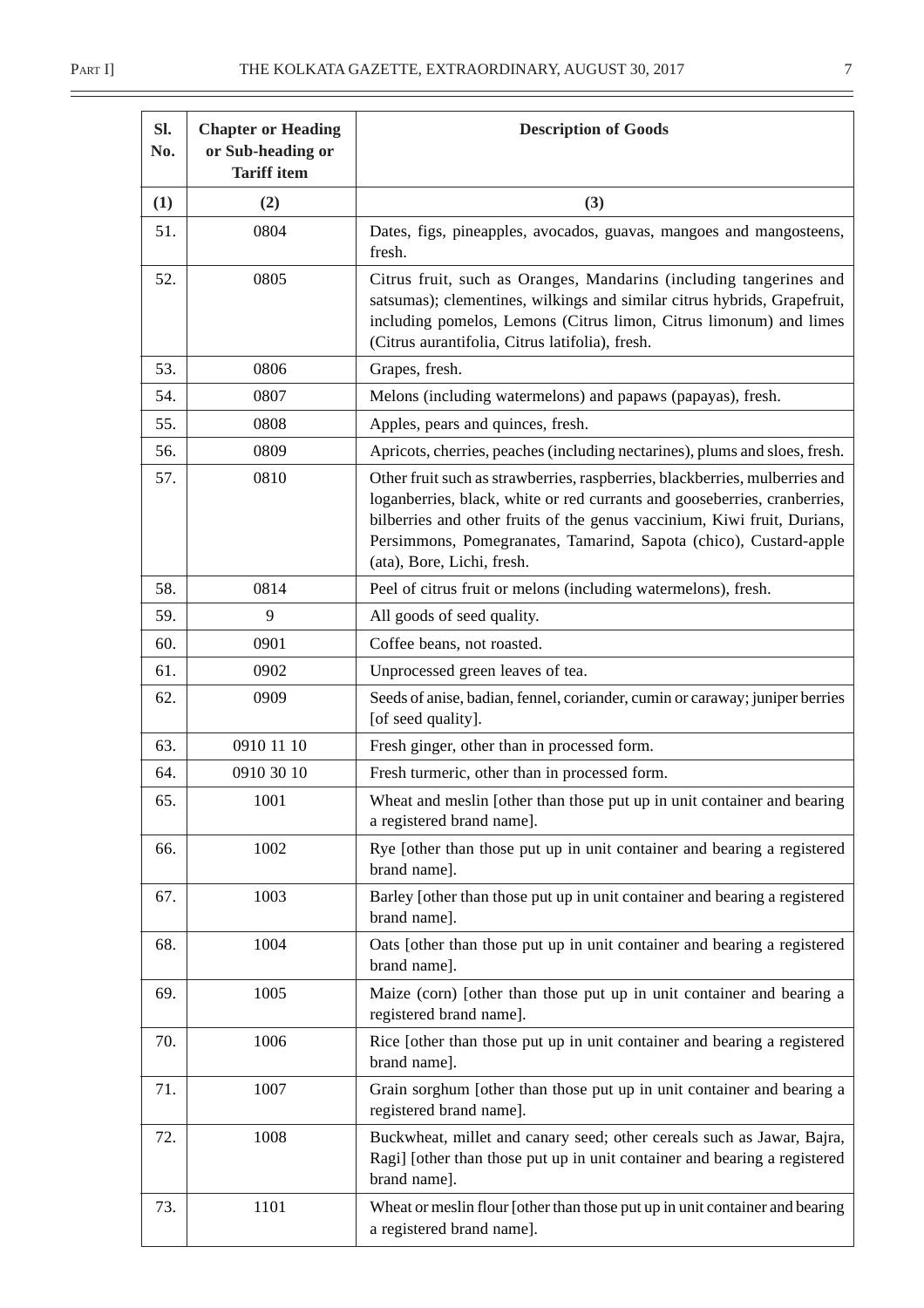| Sl. No. | Chapter or Heading or Sub-heading or Tariff item | Description of Goods |
|---|---|---|
| (1) | (2) | (3) |
| 51. | 0804 | Dates, figs, pineapples, avocados, guavas, mangoes and mangosteens, fresh. |
| 52. | 0805 | Citrus fruit, such as Oranges, Mandarins (including tangerines and satsumas); clementines, wilkings and similar citrus hybrids, Grapefruit, including pomelos, Lemons (Citrus limon, Citrus limonum) and limes (Citrus aurantifolia, Citrus latifolia), fresh. |
| 53. | 0806 | Grapes, fresh. |
| 54. | 0807 | Melons (including watermelons) and papaws (papayas), fresh. |
| 55. | 0808 | Apples, pears and quinces, fresh. |
| 56. | 0809 | Apricots, cherries, peaches (including nectarines), plums and sloes, fresh. |
| 57. | 0810 | Other fruit such as strawberries, raspberries, blackberries, mulberries and loganberries, black, white or red currants and gooseberries, cranberries, bilberries and other fruits of the genus vaccinium, Kiwi fruit, Durians, Persimmons, Pomegranates, Tamarind, Sapota (chico), Custard-apple (ata), Bore, Lichi, fresh. |
| 58. | 0814 | Peel of citrus fruit or melons (including watermelons), fresh. |
| 59. | 9 | All goods of seed quality. |
| 60. | 0901 | Coffee beans, not roasted. |
| 61. | 0902 | Unprocessed green leaves of tea. |
| 62. | 0909 | Seeds of anise, badian, fennel, coriander, cumin or caraway; juniper berries [of seed quality]. |
| 63. | 0910 11 10 | Fresh ginger, other than in processed form. |
| 64. | 0910 30 10 | Fresh turmeric, other than in processed form. |
| 65. | 1001 | Wheat and meslin [other than those put up in unit container and bearing a registered brand name]. |
| 66. | 1002 | Rye [other than those put up in unit container and bearing a registered brand name]. |
| 67. | 1003 | Barley [other than those put up in unit container and bearing a registered brand name]. |
| 68. | 1004 | Oats [other than those put up in unit container and bearing a registered brand name]. |
| 69. | 1005 | Maize (corn) [other than those put up in unit container and bearing a registered brand name]. |
| 70. | 1006 | Rice [other than those put up in unit container and bearing a registered brand name]. |
| 71. | 1007 | Grain sorghum [other than those put up in unit container and bearing a registered brand name]. |
| 72. | 1008 | Buckwheat, millet and canary seed; other cereals such as Jawar, Bajra, Ragi] [other than those put up in unit container and bearing a registered brand name]. |
| 73. | 1101 | Wheat or meslin flour [other than those put up in unit container and bearing a registered brand name]. |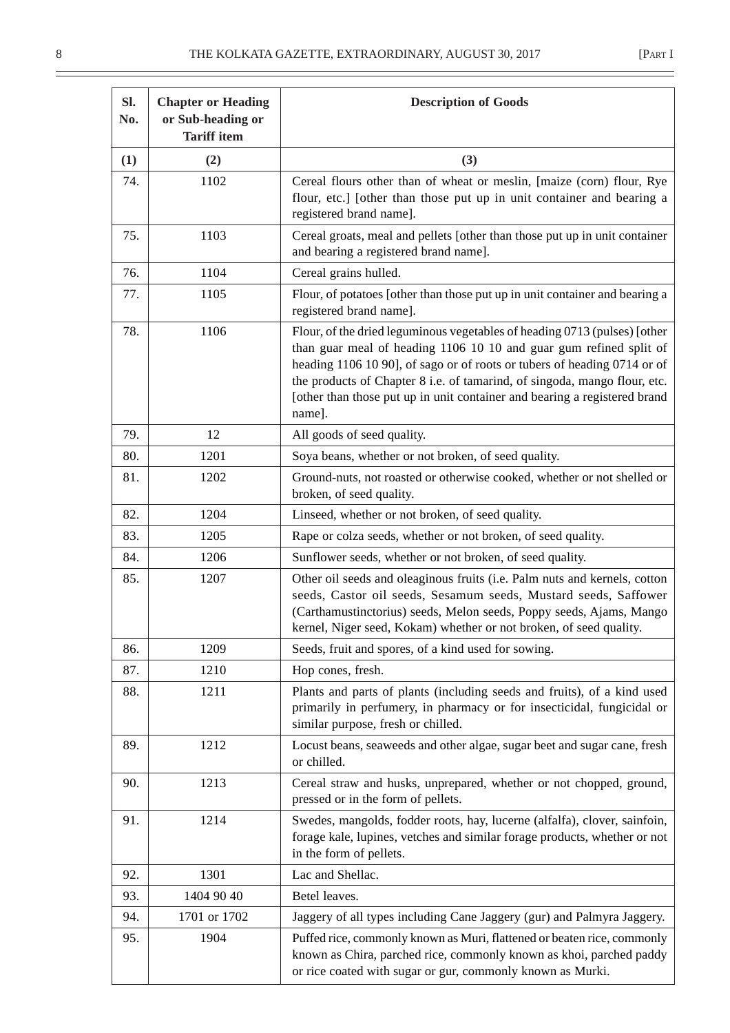| Sl. No. | Chapter or Heading or Sub-heading or Tariff item | Description of Goods |
|---|---|---|
| (1) | (2) | (3) |
| 74. | 1102 | Cereal flours other than of wheat or meslin, [maize (corn) flour, Rye flour, etc.] [other than those put up in unit container and bearing a registered brand name]. |
| 75. | 1103 | Cereal groats, meal and pellets [other than those put up in unit container and bearing a registered brand name]. |
| 76. | 1104 | Cereal grains hulled. |
| 77. | 1105 | Flour, of potatoes [other than those put up in unit container and bearing a registered brand name]. |
| 78. | 1106 | Flour, of the dried leguminous vegetables of heading 0713 (pulses) [other than guar meal of heading 1106 10 10 and guar gum refined split of heading 1106 10 90], of sago or of roots or tubers of heading 0714 or of the products of Chapter 8 i.e. of tamarind, of singoda, mango flour, etc. [other than those put up in unit container and bearing a registered brand name]. |
| 79. | 12 | All goods of seed quality. |
| 80. | 1201 | Soya beans, whether or not broken, of seed quality. |
| 81. | 1202 | Ground-nuts, not roasted or otherwise cooked, whether or not shelled or broken, of seed quality. |
| 82. | 1204 | Linseed, whether or not broken, of seed quality. |
| 83. | 1205 | Rape or colza seeds, whether or not broken, of seed quality. |
| 84. | 1206 | Sunflower seeds, whether or not broken, of seed quality. |
| 85. | 1207 | Other oil seeds and oleaginous fruits (i.e. Palm nuts and kernels, cotton seeds, Castor oil seeds, Sesamum seeds, Mustard seeds, Saffower (Carthamustinctorius) seeds, Melon seeds, Poppy seeds, Ajams, Mango kernel, Niger seed, Kokam) whether or not broken, of seed quality. |
| 86. | 1209 | Seeds, fruit and spores, of a kind used for sowing. |
| 87. | 1210 | Hop cones, fresh. |
| 88. | 1211 | Plants and parts of plants (including seeds and fruits), of a kind used primarily in perfumery, in pharmacy or for insecticidal, fungicidal or similar purpose, fresh or chilled. |
| 89. | 1212 | Locust beans, seaweeds and other algae, sugar beet and sugar cane, fresh or chilled. |
| 90. | 1213 | Cereal straw and husks, unprepared, whether or not chopped, ground, pressed or in the form of pellets. |
| 91. | 1214 | Swedes, mangolds, fodder roots, hay, lucerne (alfalfa), clover, sainfoin, forage kale, lupines, vetches and similar forage products, whether or not in the form of pellets. |
| 92. | 1301 | Lac and Shellac. |
| 93. | 1404 90 40 | Betel leaves. |
| 94. | 1701 or 1702 | Jaggery of all types including Cane Jaggery (gur) and Palmyra Jaggery. |
| 95. | 1904 | Puffed rice, commonly known as Muri, flattened or beaten rice, commonly known as Chira, parched rice, commonly known as khoi, parched paddy or rice coated with sugar or gur, commonly known as Murki. |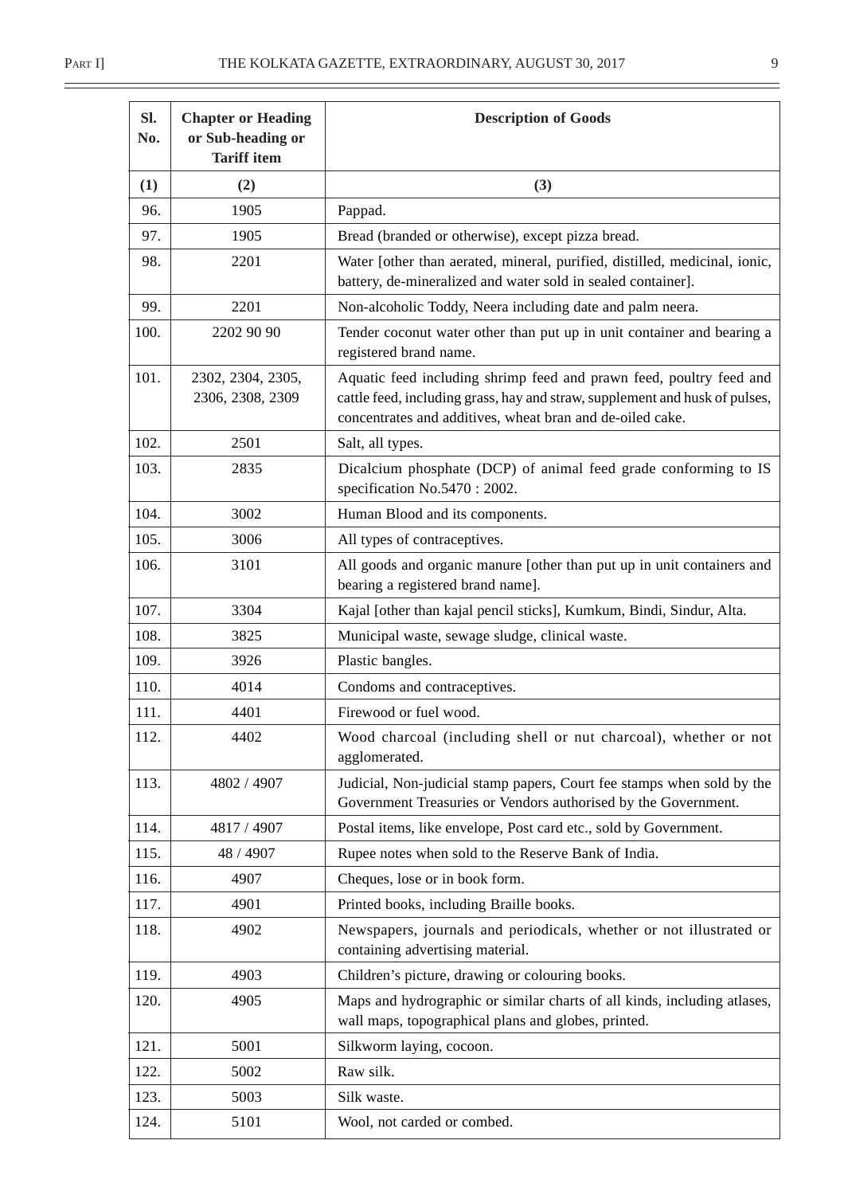| Sl. No. | Chapter or Heading or Sub-heading or Tariff item | Description of Goods |
|---|---|---|
| (1) | (2) | (3) |
| 96. | 1905 | Pappad. |
| 97. | 1905 | Bread (branded or otherwise), except pizza bread. |
| 98. | 2201 | Water [other than aerated, mineral, purified, distilled, medicinal, ionic, battery, de-mineralized and water sold in sealed container]. |
| 99. | 2201 | Non-alcoholic Toddy, Neera including date and palm neera. |
| 100. | 2202 90 90 | Tender coconut water other than put up in unit container and bearing a registered brand name. |
| 101. | 2302, 2304, 2305, 2306, 2308, 2309 | Aquatic feed including shrimp feed and prawn feed, poultry feed and cattle feed, including grass, hay and straw, supplement and husk of pulses, concentrates and additives, wheat bran and de-oiled cake. |
| 102. | 2501 | Salt, all types. |
| 103. | 2835 | Dicalcium phosphate (DCP) of animal feed grade conforming to IS specification No.5470 : 2002. |
| 104. | 3002 | Human Blood and its components. |
| 105. | 3006 | All types of contraceptives. |
| 106. | 3101 | All goods and organic manure [other than put up in unit containers and bearing a registered brand name]. |
| 107. | 3304 | Kajal [other than kajal pencil sticks], Kumkum, Bindi, Sindur, Alta. |
| 108. | 3825 | Municipal waste, sewage sludge, clinical waste. |
| 109. | 3926 | Plastic bangles. |
| 110. | 4014 | Condoms and contraceptives. |
| 111. | 4401 | Firewood or fuel wood. |
| 112. | 4402 | Wood charcoal (including shell or nut charcoal), whether or not agglomerated. |
| 113. | 4802 / 4907 | Judicial, Non-judicial stamp papers, Court fee stamps when sold by the Government Treasuries or Vendors authorised by the Government. |
| 114. | 4817 / 4907 | Postal items, like envelope, Post card etc., sold by Government. |
| 115. | 48 / 4907 | Rupee notes when sold to the Reserve Bank of India. |
| 116. | 4907 | Cheques, lose or in book form. |
| 117. | 4901 | Printed books, including Braille books. |
| 118. | 4902 | Newspapers, journals and periodicals, whether or not illustrated or containing advertising material. |
| 119. | 4903 | Children's picture, drawing or colouring books. |
| 120. | 4905 | Maps and hydrographic or similar charts of all kinds, including atlases, wall maps, topographical plans and globes, printed. |
| 121. | 5001 | Silkworm laying, cocoon. |
| 122. | 5002 | Raw silk. |
| 123. | 5003 | Silk waste. |
| 124. | 5101 | Wool, not carded or combed. |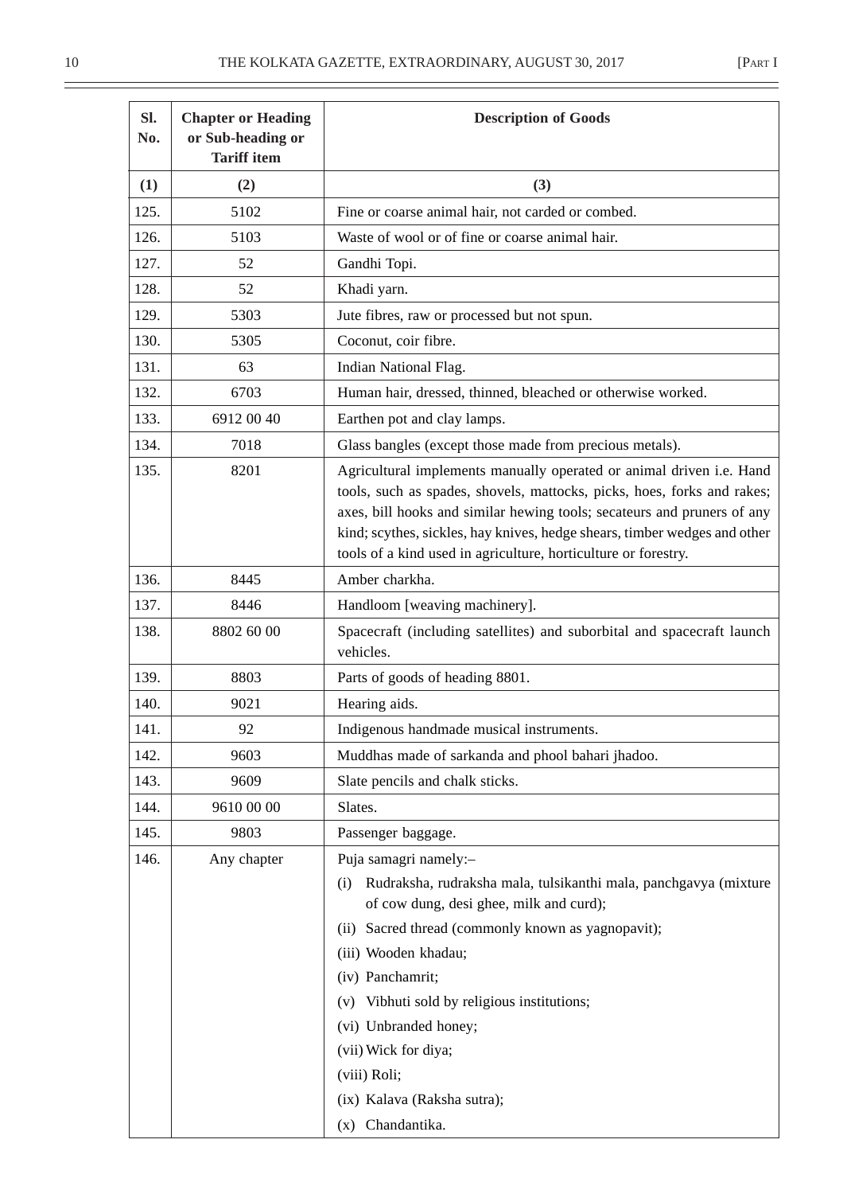| Sl. No. | Chapter or Heading or Sub-heading or Tariff item | Description of Goods |
|---|---|---|
| (1) | (2) | (3) |
| 125. | 5102 | Fine or coarse animal hair, not carded or combed. |
| 126. | 5103 | Waste of wool or of fine or coarse animal hair. |
| 127. | 52 | Gandhi Topi. |
| 128. | 52 | Khadi yarn. |
| 129. | 5303 | Jute fibres, raw or processed but not spun. |
| 130. | 5305 | Coconut, coir fibre. |
| 131. | 63 | Indian National Flag. |
| 132. | 6703 | Human hair, dressed, thinned, bleached or otherwise worked. |
| 133. | 6912 00 40 | Earthen pot and clay lamps. |
| 134. | 7018 | Glass bangles (except those made from precious metals). |
| 135. | 8201 | Agricultural implements manually operated or animal driven i.e. Hand tools, such as spades, shovels, mattocks, picks, hoes, forks and rakes; axes, bill hooks and similar hewing tools; secateurs and pruners of any kind; scythes, sickles, hay knives, hedge shears, timber wedges and other tools of a kind used in agriculture, horticulture or forestry. |
| 136. | 8445 | Amber charkha. |
| 137. | 8446 | Handloom [weaving machinery]. |
| 138. | 8802 60 00 | Spacecraft (including satellites) and suborbital and spacecraft launch vehicles. |
| 139. | 8803 | Parts of goods of heading 8801. |
| 140. | 9021 | Hearing aids. |
| 141. | 92 | Indigenous handmade musical instruments. |
| 142. | 9603 | Muddhas made of sarkanda and phool bahari jhadoo. |
| 143. | 9609 | Slate pencils and chalk sticks. |
| 144. | 9610 00 00 | Slates. |
| 145. | 9803 | Passenger baggage. |
| 146. | Any chapter | Puja samagri namely:– (i) Rudraksha, rudraksha mala, tulsikanthi mala, panchgavya (mixture of cow dung, desi ghee, milk and curd); (ii) Sacred thread (commonly known as yagnopavit); (iii) Wooden khadau; (iv) Panchamrit; (v) Vibhuti sold by religious institutions; (vi) Unbranded honey; (vii) Wick for diya; (viii) Roli; (ix) Kalava (Raksha sutra); (x) Chandantika. |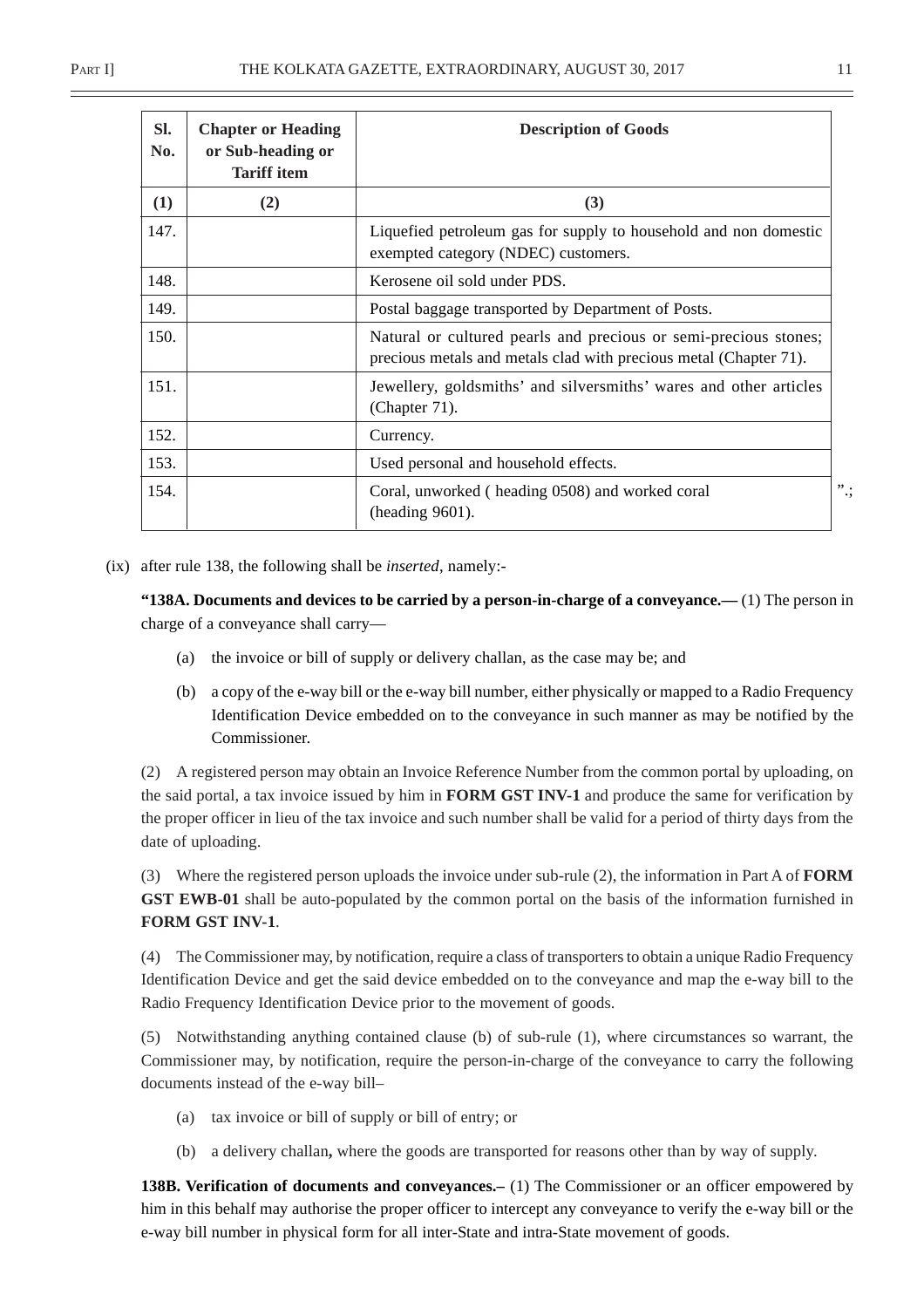| Sl. No. | Chapter or Heading or Sub-heading or Tariff item | Description of Goods |
|---|---|---|
| (1) | (2) | (3) |
| 147. | | Liquefied petroleum gas for supply to household and non domestic exempted category (NDEC) customers. |
| 148. | | Kerosene oil sold under PDS. |
| 149. | | Postal baggage transported by Department of Posts. |
| 150. | | Natural or cultured pearls and precious or semi-precious stones; precious metals and metals clad with precious metal (Chapter 71). |
| 151. | | Jewellery, goldsmiths' and silversmiths' wares and other articles (Chapter 71). |
| 152. | | Currency. |
| 153. | | Used personal and household effects. |
| 154. | | Coral, unworked ( heading 0508) and worked coral (heading 9601). |

".;

(ix) after rule 138, the following shall be *inserted*, namely:-

**"138A. Documents and devices to be carried by a person-in-charge of a conveyance.—** (1) The person in charge of a conveyance shall carry—

(a) the invoice or bill of supply or delivery challan, as the case may be; and

(b) a copy of the e-way bill or the e-way bill number, either physically or mapped to a Radio Frequency Identification Device embedded on to the conveyance in such manner as may be notified by the Commissioner.

(2) A registered person may obtain an Invoice Reference Number from the common portal by uploading, on the said portal, a tax invoice issued by him in **FORM GST INV-1** and produce the same for verification by the proper officer in lieu of the tax invoice and such number shall be valid for a period of thirty days from the date of uploading.

(3) Where the registered person uploads the invoice under sub-rule (2), the information in Part A of **FORM GST EWB-01** shall be auto-populated by the common portal on the basis of the information furnished in **FORM GST INV-1**.

(4) The Commissioner may, by notification, require a class of transporters to obtain a unique Radio Frequency Identification Device and get the said device embedded on to the conveyance and map the e-way bill to the Radio Frequency Identification Device prior to the movement of goods.

(5) Notwithstanding anything contained clause (b) of sub-rule (1), where circumstances so warrant, the Commissioner may, by notification, require the person-in-charge of the conveyance to carry the following documents instead of the e-way bill–

(a) tax invoice or bill of supply or bill of entry; or

(b) a delivery challan**,** where the goods are transported for reasons other than by way of supply.

**138B. Verification of documents and conveyances.–** (1) The Commissioner or an officer empowered by him in this behalf may authorise the proper officer to intercept any conveyance to verify the e-way bill or the e-way bill number in physical form for all inter-State and intra-State movement of goods.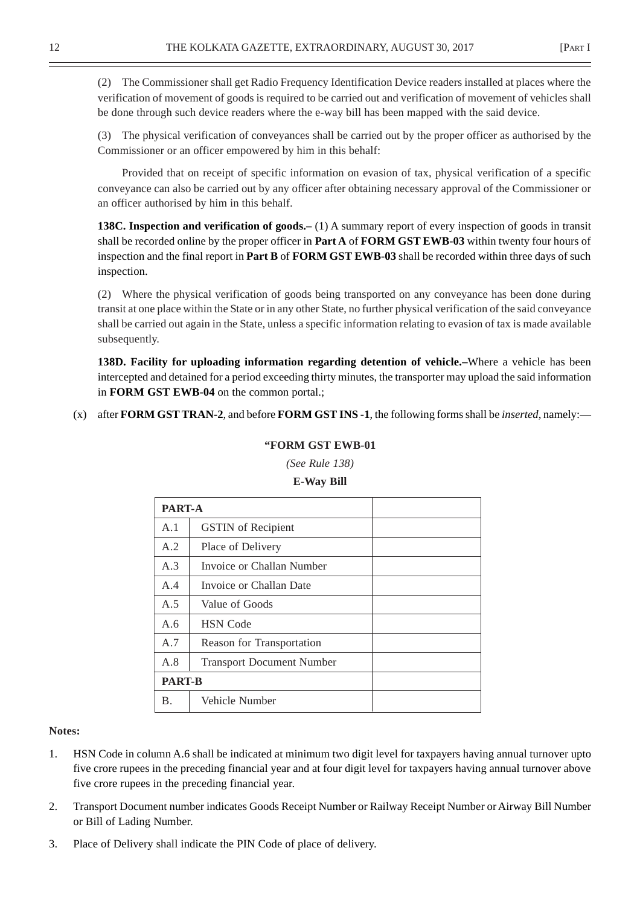(2) The Commissioner shall get Radio Frequency Identification Device readers installed at places where the verification of movement of goods is required to be carried out and verification of movement of vehicles shall be done through such device readers where the e-way bill has been mapped with the said device.

(3) The physical verification of conveyances shall be carried out by the proper officer as authorised by the Commissioner or an officer empowered by him in this behalf:

Provided that on receipt of specific information on evasion of tax, physical verification of a specific conveyance can also be carried out by any officer after obtaining necessary approval of the Commissioner or an officer authorised by him in this behalf.

**138C. Inspection and verification of goods.–** (1) A summary report of every inspection of goods in transit shall be recorded online by the proper officer in **Part A** of **FORM GST EWB-03** within twenty four hours of inspection and the final report in **Part B** of **FORM GST EWB-03** shall be recorded within three days of such inspection.

(2) Where the physical verification of goods being transported on any conveyance has been done during transit at one place within the State or in any other State, no further physical verification of the said conveyance shall be carried out again in the State, unless a specific information relating to evasion of tax is made available subsequently.

**138D. Facility for uploading information regarding detention of vehicle.–**Where a vehicle has been intercepted and detained for a period exceeding thirty minutes, the transporter may upload the said information in **FORM GST EWB-04** on the common portal.;

(x) after **FORM GST TRAN-2**, and before **FORM GST INS -1**, the following forms shall be *inserted*, namely:—

**"FORM GST EWB-01**

*(See Rule 138)*

**E-Way Bill**

| **PART-A** | | |
|---|---|---|
| A.1 | GSTIN of Recipient | |
| A.2 | Place of Delivery | |
| A.3 | Invoice or Challan Number | |
| A.4 | Invoice or Challan Date | |
| A.5 | Value of Goods | |
| A.6 | HSN Code | |
| A.7 | Reason for Transportation | |
| A.8 | Transport Document Number | |
| **PART-B** | | |
| B. | Vehicle Number | |

**Notes:**

1. HSN Code in column A.6 shall be indicated at minimum two digit level for taxpayers having annual turnover upto five crore rupees in the preceding financial year and at four digit level for taxpayers having annual turnover above five crore rupees in the preceding financial year.

2. Transport Document number indicates Goods Receipt Number or Railway Receipt Number or Airway Bill Number or Bill of Lading Number.

3. Place of Delivery shall indicate the PIN Code of place of delivery.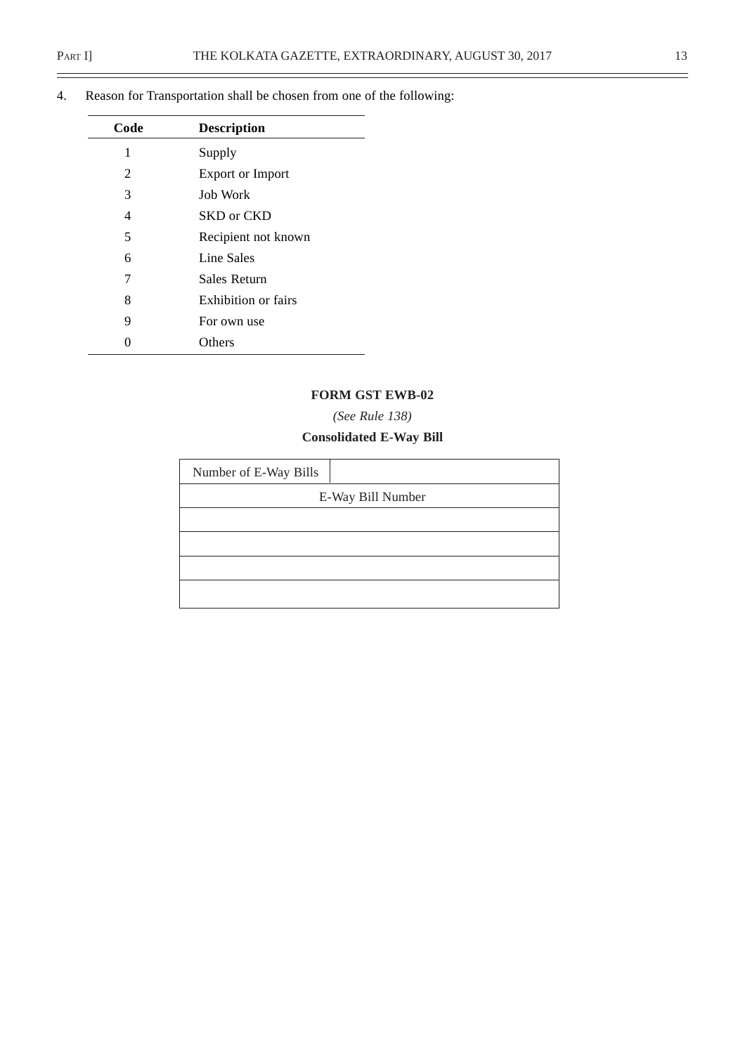4. Reason for Transportation shall be chosen from one of the following:

| Code | Description |
|---|---|
| 1 | Supply |
| 2 | Export or Import |
| 3 | Job Work |
| 4 | SKD or CKD |
| 5 | Recipient not known |
| 6 | Line Sales |
| 7 | Sales Return |
| 8 | Exhibition or fairs |
| 9 | For own use |
| 0 | Others |

**FORM GST EWB-02**

*(See Rule 138)*

**Consolidated E-Way Bill**

| Number of E-Way Bills | |
|---|---|
| E-Way Bill Number | |
| | |
| | |
| | |
| | |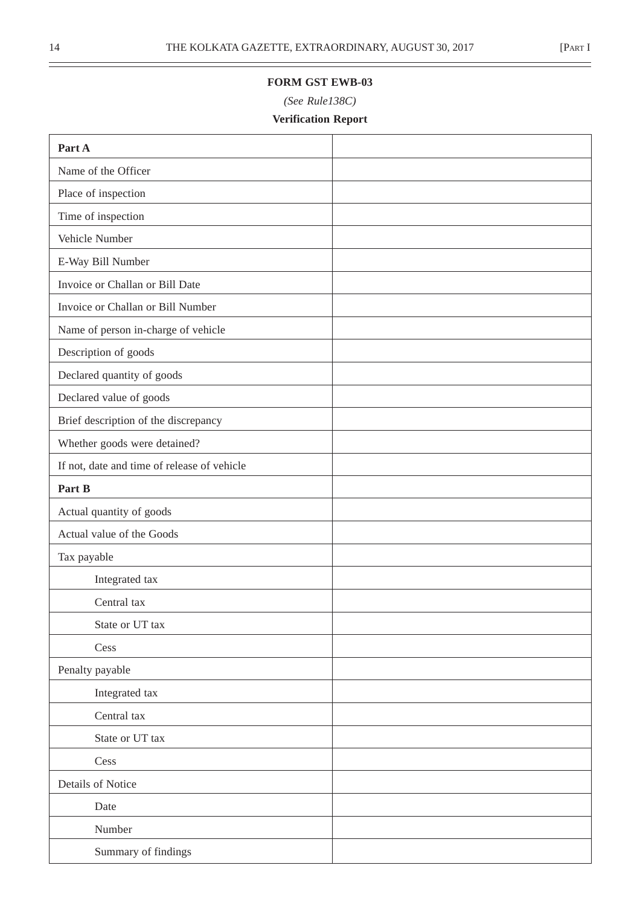**FORM GST EWB-03**

*(See Rule138C)*

**Verification Report**

| **Part A** | |
|---|---|
| Name of the Officer | |
| Place of inspection | |
| Time of inspection | |
| Vehicle Number | |
| E-Way Bill Number | |
| Invoice or Challan or Bill Date | |
| Invoice or Challan or Bill Number | |
| Name of person in-charge of vehicle | |
| Description of goods | |
| Declared quantity of goods | |
| Declared value of goods | |
| Brief description of the discrepancy | |
| Whether goods were detained? | |
| If not, date and time of release of vehicle | |
| **Part B** | |
| Actual quantity of goods | |
| Actual value of the Goods | |
| Tax payable | |
| Integrated tax | |
| Central tax | |
| State or UT tax | |
| Cess | |
| Penalty payable | |
| Integrated tax | |
| Central tax | |
| State or UT tax | |
| Cess | |
| Details of Notice | |
| Date | |
| Number | |
| Summary of findings | |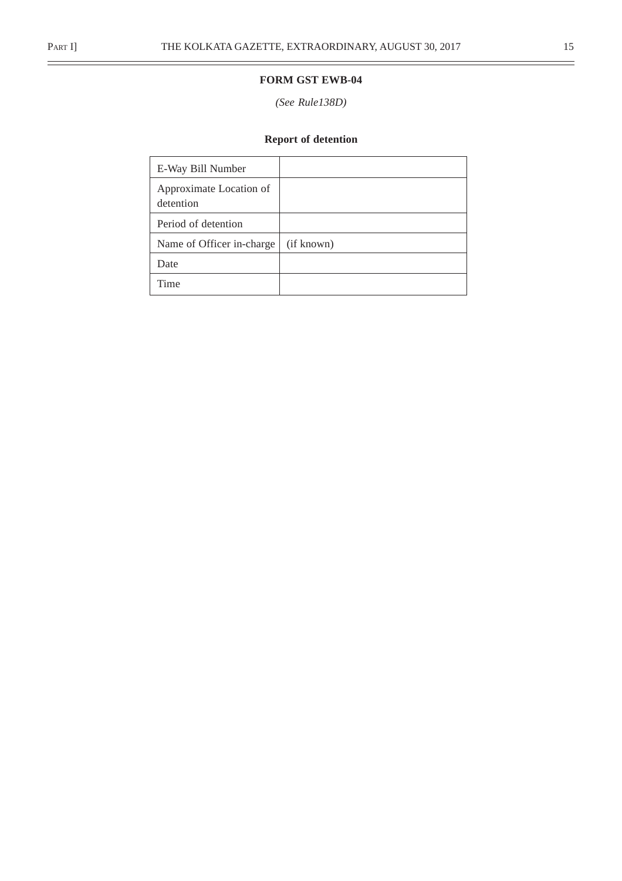**FORM GST EWB-04**

*(See Rule138D)*

**Report of detention**

| E-Way Bill Number | |
|---|---|
| Approximate Location of detention | |
| Period of detention | |
| Name of Officer in-charge | (if known) |
| Date | |
| Time | |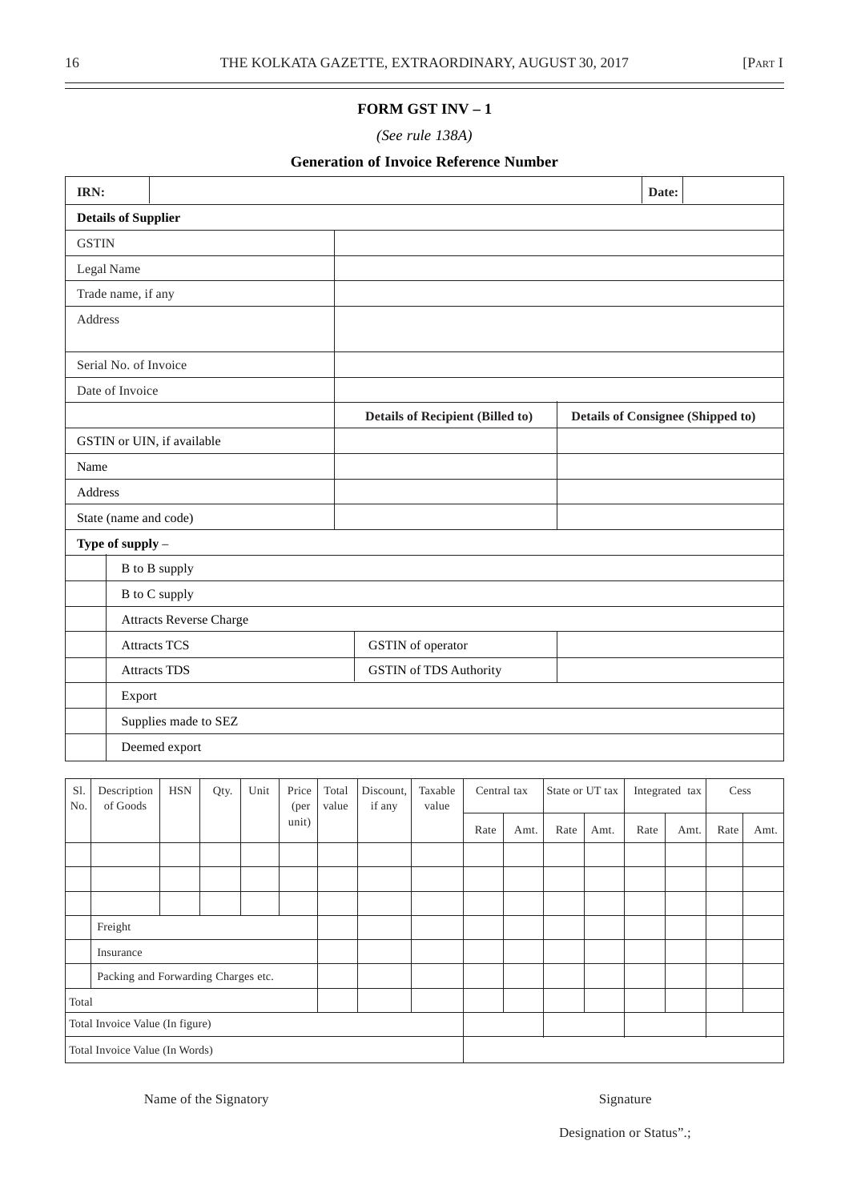**FORM GST INV – 1**

*(See rule 138A)*

**Generation of Invoice Reference Number**

| **IRN:** | | **Date:** | |
|---|---|---|---|

| **Details of Supplier** | | |
|---|---|---|
| GSTIN | | |
| Legal Name | | |
| Trade name, if any | | |
| Address | | |
| Serial No. of Invoice | | |
| Date of Invoice | | |
| | **Details of Recipient (Billed to)** | **Details of Consignee (Shipped to)** |
| GSTIN or UIN, if available | | |
| Name | | |
| Address | | |
| State (name and code) | | |

| **Type of supply –** | | | |
|---|---|---|---|
| | B to B supply | | |
| | B to C supply | | |
| | Attracts Reverse Charge | | |
| | Attracts TCS | GSTIN of operator | |
| | Attracts TDS | GSTIN of TDS Authority | |
| | Export | | |
| | Supplies made to SEZ | | |
| | Deemed export | | |

| Sl. No. | Description of Goods | HSN | Qty. | Unit | Price (per unit) | Total value | Discount, if any | Taxable value | Central tax | | State or UT tax | | Integrated tax | | Cess | |
|---|---|---|---|---|---|---|---|---|---|---|---|---|---|---|---|---|
| | | | | | | | | | Rate | Amt. | Rate | Amt. | Rate | Amt. | Rate | Amt. |
| | | | | | | | | | | | | | | | | |
| | | | | | | | | | | | | | | | | |
| | | | | | | | | | | | | | | | | |
| | Freight | | | | | | | | | | | | | | | |
| | Insurance | | | | | | | | | | | | | | | |
| | Packing and Forwarding Charges etc. | | | | | | | | | | | | | | | |
| Total | | | | | | | | | | | | | | | | |
| Total Invoice Value (In figure) | | | | | | | | | | | | | | | | |
| Total Invoice Value (In Words) | | | | | | | | | | | | | | | | |

Name of the Signatory

Signature

Designation or Status".;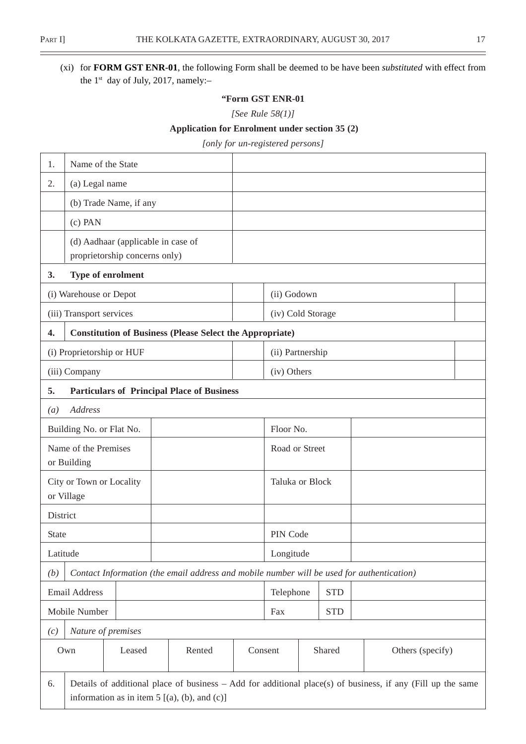(xi) for **FORM GST ENR-01**, the following Form shall be deemed to be have been *substituted* with effect from the 1st day of July, 2017, namely:–

**"Form GST ENR-01**

*[See Rule 58(1)]*

**Application for Enrolment under section 35 (2)**

*[only for un-registered persons]*

| | | | | | |
|---|---|---|---|---|---|
| 1. | Name of the State | | | | |
| 2. | (a) Legal name | | | | |
| | (b) Trade Name, if any | | | | |
| | (c) PAN | | | | |
| | (d) Aadhaar (applicable in case of proprietorship concerns only) | | | | |
| **3.** | **Type of enrolment** | | | | |
| (i) Warehouse or Depot | | | (ii) Godown | | |
| (iii) Transport services | | | (iv) Cold Storage | | |
| **4.** | **Constitution of Business (Please Select the Appropriate)** | | | | |
| (i) Proprietorship or HUF | | | (ii) Partnership | | |
| (iii) Company | | | (iv) Others | | |
| **5.** | **Particulars of Principal Place of Business** | | | | |
| *(a)* | *Address* | | | | |
| Building No. or Flat No. | | | Floor No. | | |
| Name of the Premises or Building | | | Road or Street | | |
| City or Town or Locality or Village | | | Taluka or Block | | |
| District | | | | | |
| State | | | PIN Code | | |
| Latitude | | | Longitude | | |
| *(b)* | *Contact Information (the email address and mobile number will be used for authentication)* | | | | |
| Email Address | | | Telephone | STD | |
| Mobile Number | | | Fax | STD | |
| *(c)* | *Nature of premises* | | | | |
| Own | Leased | Rented | Consent | Shared | Others (specify) |
| | | | | | |
| 6. | Details of additional place of business – Add for additional place(s) of business, if any (Fill up the same information as in item 5 [(a), (b), and (c)] | | | | |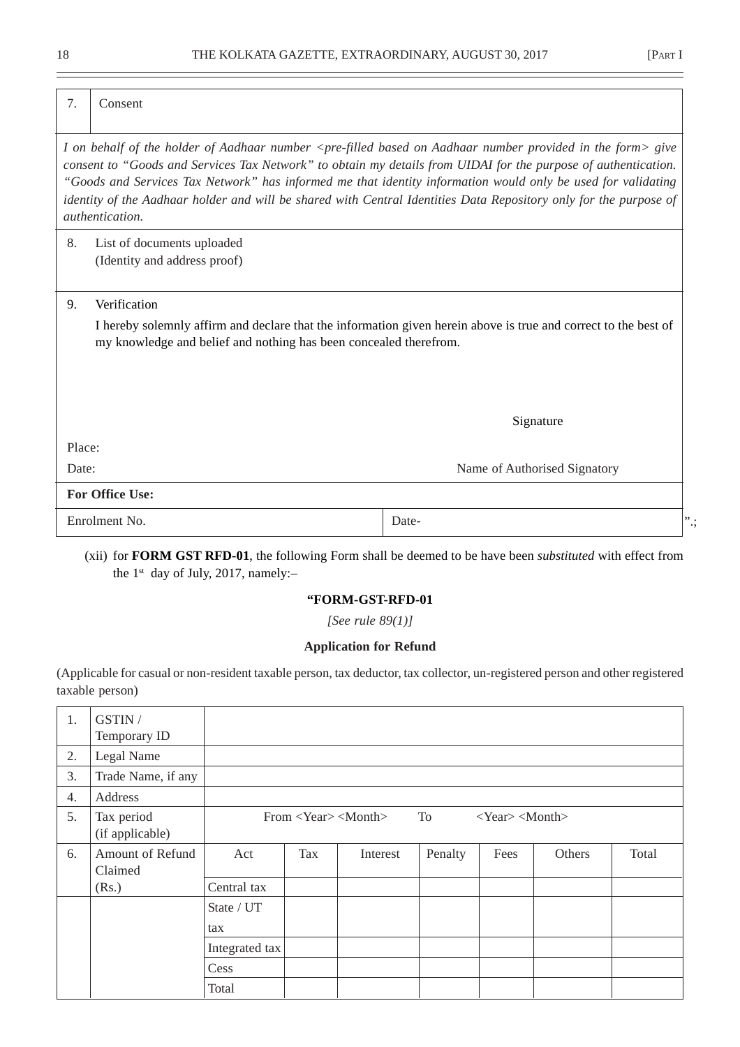| 7. | Consent |
|---|---|

*I on behalf of the holder of Aadhaar number <pre-filled based on Aadhaar number provided in the form> give consent to "Goods and Services Tax Network" to obtain my details from UIDAI for the purpose of authentication. "Goods and Services Tax Network" has informed me that identity information would only be used for validating identity of the Aadhaar holder and will be shared with Central Identities Data Repository only for the purpose of authentication.*

8. List of documents uploaded
(Identity and address proof)

9. Verification

I hereby solemnly affirm and declare that the information given herein above is true and correct to the best of my knowledge and belief and nothing has been concealed therefrom.

Signature

Place:

Date: Name of Authorised Signatory

| **For Office Use:** | |
|---|---|
| Enrolment No. | Date- |

".;

(xii) for **FORM GST RFD-01**, the following Form shall be deemed to be have been *substituted* with effect from the 1st day of July, 2017, namely:–

**"FORM-GST-RFD-01**

*[See rule 89(1)]*

**Application for Refund**

(Applicable for casual or non-resident taxable person, tax deductor, tax collector, un-registered person and other registered taxable person)

| 1. | GSTIN / Temporary ID | | | | | | | |
|---|---|---|---|---|---|---|---|---|
| 2. | Legal Name | | | | | | | |
| 3. | Trade Name, if any | | | | | | | |
| 4. | Address | | | | | | | |
| 5. | Tax period (if applicable) | From <Year> <Month> To <Year> <Month> | | | | | | |
| 6. | Amount of Refund Claimed (Rs.) | Act | Tax | Interest | Penalty | Fees | Others | Total |
| | | Central tax | | | | | | |
| | | State / UT tax | | | | | | |
| | | Integrated tax | | | | | | |
| | | Cess | | | | | | |
| | | Total | | | | | | |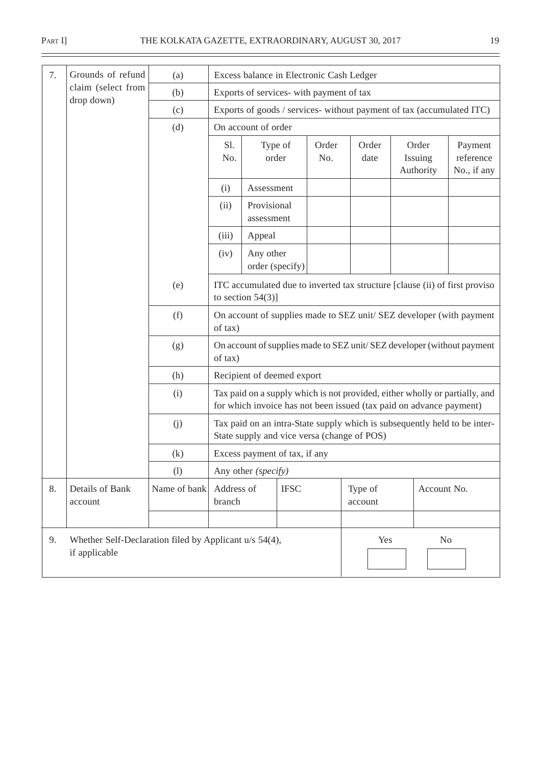| 7. | Grounds of refund claim (select from drop down) | (a) | Excess balance in Electronic Cash Ledger | | | | | |
|---|---|---|---|---|---|---|---|---|
| | | (b) | Exports of services- with payment of tax | | | | | |
| | | (c) | Exports of goods / services- without payment of tax (accumulated ITC) | | | | | |
| | | (d) | On account of order | | | | | |
| | | | Sl. No. | Type of order | Order No. | Order date | Order Issuing Authority | Payment reference No., if any |
| | | | (i) | Assessment | | | | |
| | | | (ii) | Provisional assessment | | | | |
| | | | (iii) | Appeal | | | | |
| | | | (iv) | Any other order (specify) | | | | |
| | | (e) | ITC accumulated due to inverted tax structure [clause (ii) of first proviso to section 54(3)] | | | | | |
| | | (f) | On account of supplies made to SEZ unit/ SEZ developer (with payment of tax) | | | | | |
| | | (g) | On account of supplies made to SEZ unit/ SEZ developer (without payment of tax) | | | | | |
| | | (h) | Recipient of deemed export | | | | | |
| | | (i) | Tax paid on a supply which is not provided, either wholly or partially, and for which invoice has not been issued (tax paid on advance payment) | | | | | |
| | | (j) | Tax paid on an intra-State supply which is subsequently held to be inter-State supply and vice versa (change of POS) | | | | | |
| | | (k) | Excess payment of tax, if any | | | | | |
| | | (l) | Any other *(specify)* | | | | | |
| 8. | Details of Bank account | Name of bank | Address of branch | IFSC | | Type of account | Account No. | |
| | | | | | | | | |
| 9. | Whether Self-Declaration filed by Applicant u/s 54(4), if applicable | | | | | Yes ☐ | No ☐ | |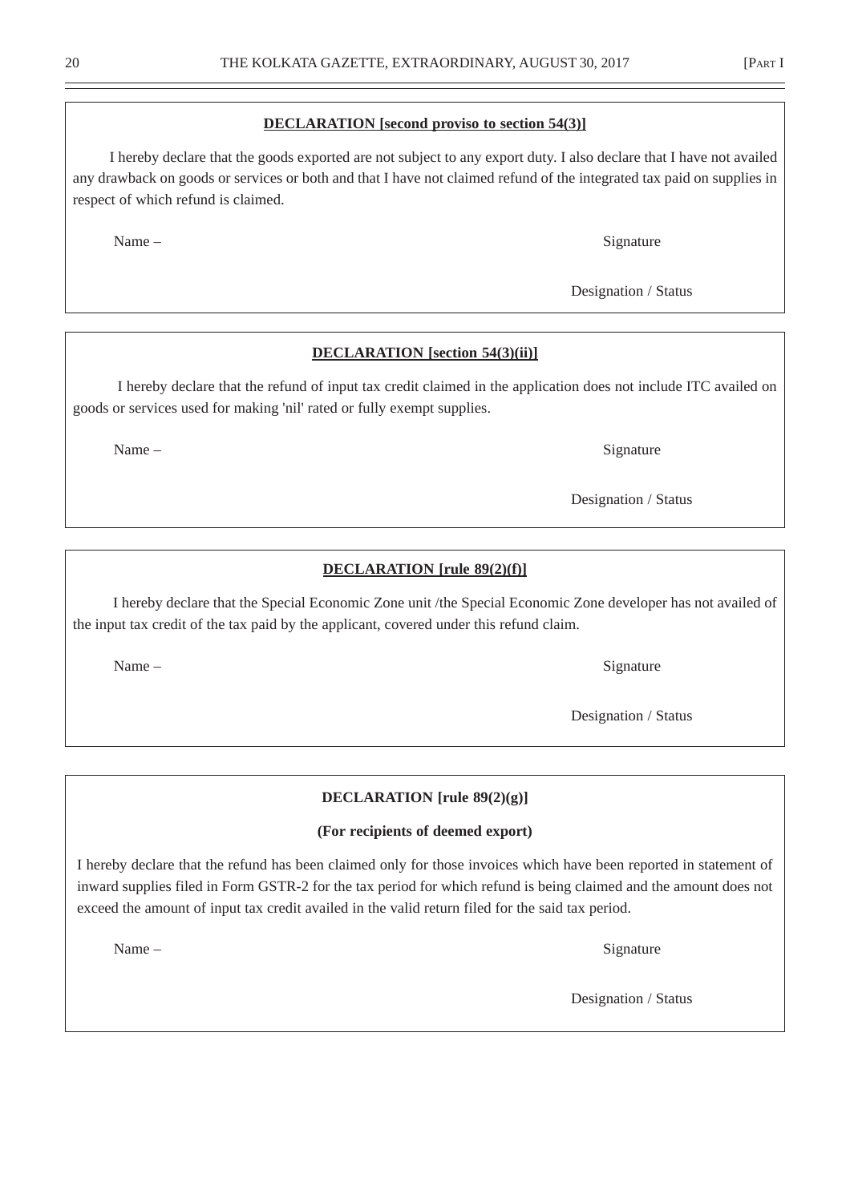**DECLARATION [second proviso to section 54(3)]**

I hereby declare that the goods exported are not subject to any export duty. I also declare that I have not availed any drawback on goods or services or both and that I have not claimed refund of the integrated tax paid on supplies in respect of which refund is claimed.

Name – Signature

Designation / Status

**DECLARATION [section 54(3)(ii)]**

I hereby declare that the refund of input tax credit claimed in the application does not include ITC availed on goods or services used for making 'nil' rated or fully exempt supplies.

Name – Signature

Designation / Status

**DECLARATION [rule 89(2)(f)]**

I hereby declare that the Special Economic Zone unit /the Special Economic Zone developer has not availed of the input tax credit of the tax paid by the applicant, covered under this refund claim.

Name – Signature

Designation / Status

**DECLARATION [rule 89(2)(g)]**

**(For recipients of deemed export)**

I hereby declare that the refund has been claimed only for those invoices which have been reported in statement of inward supplies filed in Form GSTR-2 for the tax period for which refund is being claimed and the amount does not exceed the amount of input tax credit availed in the valid return filed for the said tax period.

Name – Signature

Designation / Status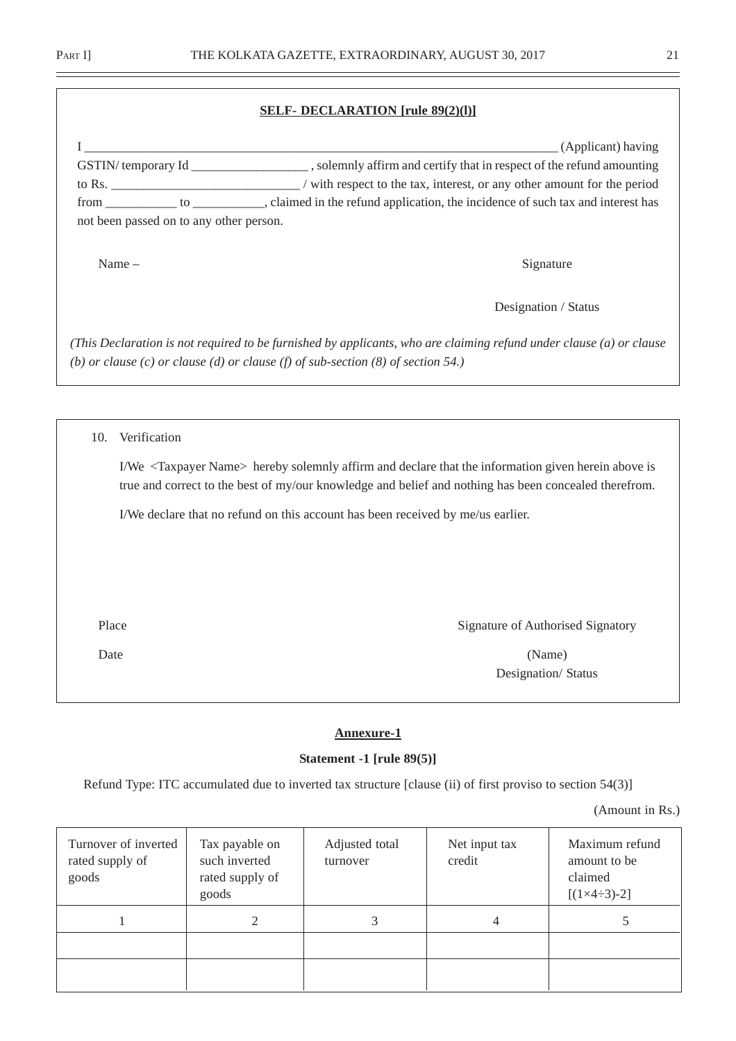**SELF- DECLARATION [rule 89(2)(l)]**

I ____________________________________________________________________________ (Applicant) having GSTIN/ temporary Id __________________ , solemnly affirm and certify that in respect of the refund amounting to Rs. _____________________________ / with respect to the tax, interest, or any other amount for the period from ___________ to ___________, claimed in the refund application, the incidence of such tax and interest has not been passed on to any other person.

Name –

Signature

Designation / Status

*(This Declaration is not required to be furnished by applicants, who are claiming refund under clause (a) or clause (b) or clause (c) or clause (d) or clause (f) of sub-section (8) of section 54.)*

10. Verification

I/We <Taxpayer Name> hereby solemnly affirm and declare that the information given herein above is true and correct to the best of my/our knowledge and belief and nothing has been concealed therefrom.

I/We declare that no refund on this account has been received by me/us earlier.

Place

Signature of Authorised Signatory

Date

(Name)

Designation/ Status

**Annexure-1**

**Statement -1 [rule 89(5)]**

Refund Type: ITC accumulated due to inverted tax structure [clause (ii) of first proviso to section 54(3)]

(Amount in Rs.)

| Turnover of inverted rated supply of goods | Tax payable on such inverted rated supply of goods | Adjusted total turnover | Net input tax credit | Maximum refund amount to be claimed [(1×4÷3)-2] |
|---|---|---|---|---|
| 1 | 2 | 3 | 4 | 5 |
| | | | | |
| | | | | |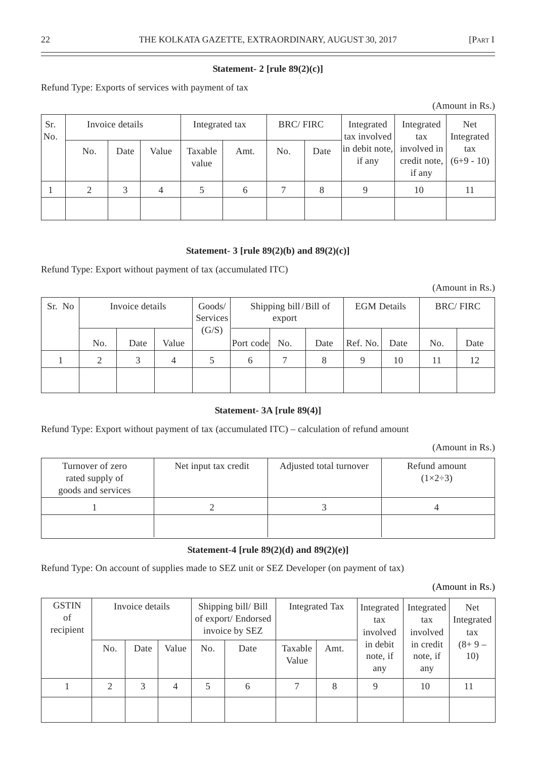**Statement- 2 [rule 89(2)(c)]**

Refund Type: Exports of services with payment of tax

(Amount in Rs.)

| Sr. No. | Invoice details | | | Integrated tax | | BRC/ FIRC | | Integrated tax involved in debit note, if any | Integrated tax involved in credit note, if any | Net Integrated tax (6+9 - 10) |
|---|---|---|---|---|---|---|---|---|---|---|
| | No. | Date | Value | Taxable value | Amt. | No. | Date | | | |
| 1 | 2 | 3 | 4 | 5 | 6 | 7 | 8 | 9 | 10 | 11 |
| | | | | | | | | | | |

**Statement- 3 [rule 89(2)(b) and 89(2)(c)]**

Refund Type: Export without payment of tax (accumulated ITC)

(Amount in Rs.)

| Sr. No | Invoice details | | | Goods/ Services (G/S) | Shipping bill/Bill of export | | | EGM Details | | BRC/ FIRC | |
|---|---|---|---|---|---|---|---|---|---|---|---|
| | No. | Date | Value | | Port code | No. | Date | Ref. No. | Date | No. | Date |
| 1 | 2 | 3 | 4 | 5 | 6 | 7 | 8 | 9 | 10 | 11 | 12 |
| | | | | | | | | | | | |

**Statement- 3A [rule 89(4)]**

Refund Type: Export without payment of tax (accumulated ITC) – calculation of refund amount

(Amount in Rs.)

| Turnover of zero rated supply of goods and services | Net input tax credit | Adjusted total turnover | Refund amount (1×2÷3) |
|---|---|---|---|
| 1 | 2 | 3 | 4 |
| | | | |

**Statement-4 [rule 89(2)(d) and 89(2)(e)]**

Refund Type: On account of supplies made to SEZ unit or SEZ Developer (on payment of tax)

(Amount in Rs.)

| GSTIN of recipient | Invoice details | | | Shipping bill/ Bill of export/ Endorsed invoice by SEZ | | Integrated Tax | | Integrated tax involved in debit note, if any | Integrated tax involved in credit note, if any | Net Integrated tax (8+ 9 – 10) |
|---|---|---|---|---|---|---|---|---|---|---|
| | No. | Date | Value | No. | Date | Taxable Value | Amt. | | | |
| 1 | 2 | 3 | 4 | 5 | 6 | 7 | 8 | 9 | 10 | 11 |
| | | | | | | | | | | |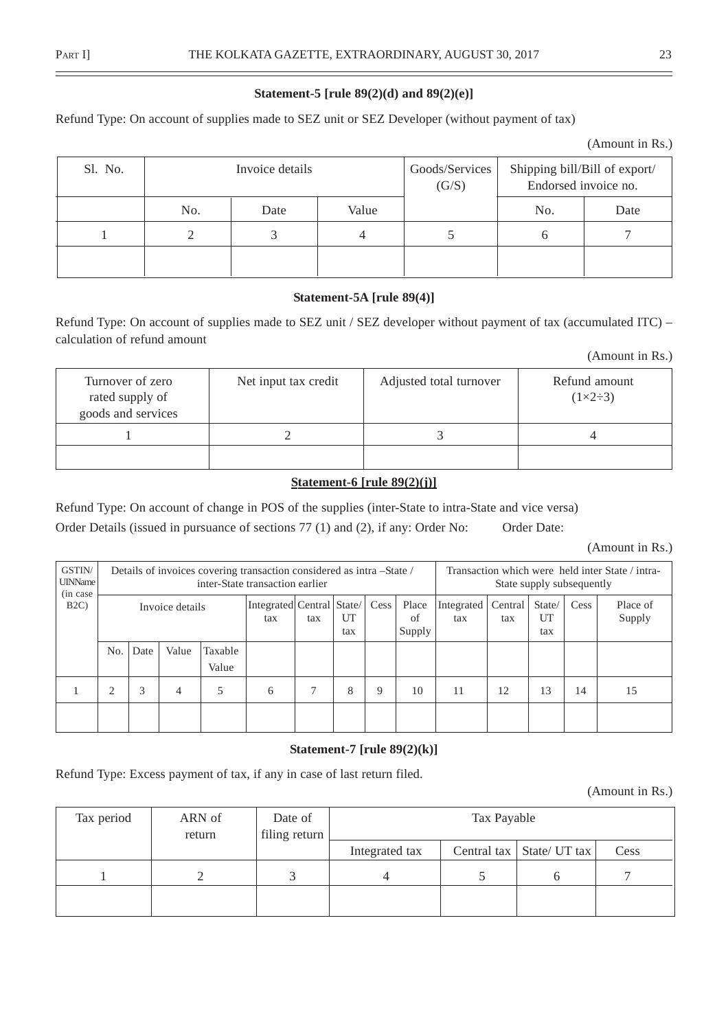### Statement-5 [rule 89(2)(d) and 89(2)(e)]

Refund Type: On account of supplies made to SEZ unit or SEZ Developer (without payment of tax)

(Amount in Rs.)

| Sl. No. | Invoice details | | | Goods/Services (G/S) | Shipping bill/Bill of export/ Endorsed invoice no. | |
|---|---|---|---|---|---|---|
| | No. | Date | Value | | No. | Date |
| 1 | 2 | 3 | 4 | 5 | 6 | 7 |
| | | | | | | |

### Statement-5A [rule 89(4)]

Refund Type: On account of supplies made to SEZ unit / SEZ developer without payment of tax (accumulated ITC) – calculation of refund amount

(Amount in Rs.)

| Turnover of zero rated supply of goods and services | Net input tax credit | Adjusted total turnover | Refund amount (1×2÷3) |
|---|---|---|---|
| 1 | 2 | 3 | 4 |
| | | | |

### Statement-6 [rule 89(2)(j)]

Refund Type: On account of change in POS of the supplies (inter-State to intra-State and vice versa)

Order Details (issued in pursuance of sections 77 (1) and (2), if any: Order No: Order Date:

(Amount in Rs.)

| GSTIN/ UINName (in case B2C) | Details of invoices covering transaction considered as intra –State / inter-State transaction earlier | | | | | | | | | Transaction which were held inter State / intra-State supply subsequently | | | | |
|---|---|---|---|---|---|---|---|---|---|---|---|---|---|---|
| | Invoice details | | | | Integrated tax | Central tax | State/ UT tax | Cess | Place of Supply | Integrated tax | Central tax | State/ UT tax | Cess | Place of Supply |
| | No. | Date | Value | Taxable Value | | | | | | | | | | |
| 1 | 2 | 3 | 4 | 5 | 6 | 7 | 8 | 9 | 10 | 11 | 12 | 13 | 14 | 15 |
| | | | | | | | | | | | | | | |

### Statement-7 [rule 89(2)(k)]

Refund Type: Excess payment of tax, if any in case of last return filed.

(Amount in Rs.)

| Tax period | ARN of return | Date of filing return | Tax Payable | | | |
|---|---|---|---|---|---|---|
| | | | Integrated tax | Central tax | State/ UT tax | Cess |
| 1 | 2 | 3 | 4 | 5 | 6 | 7 |
| | | | | | | |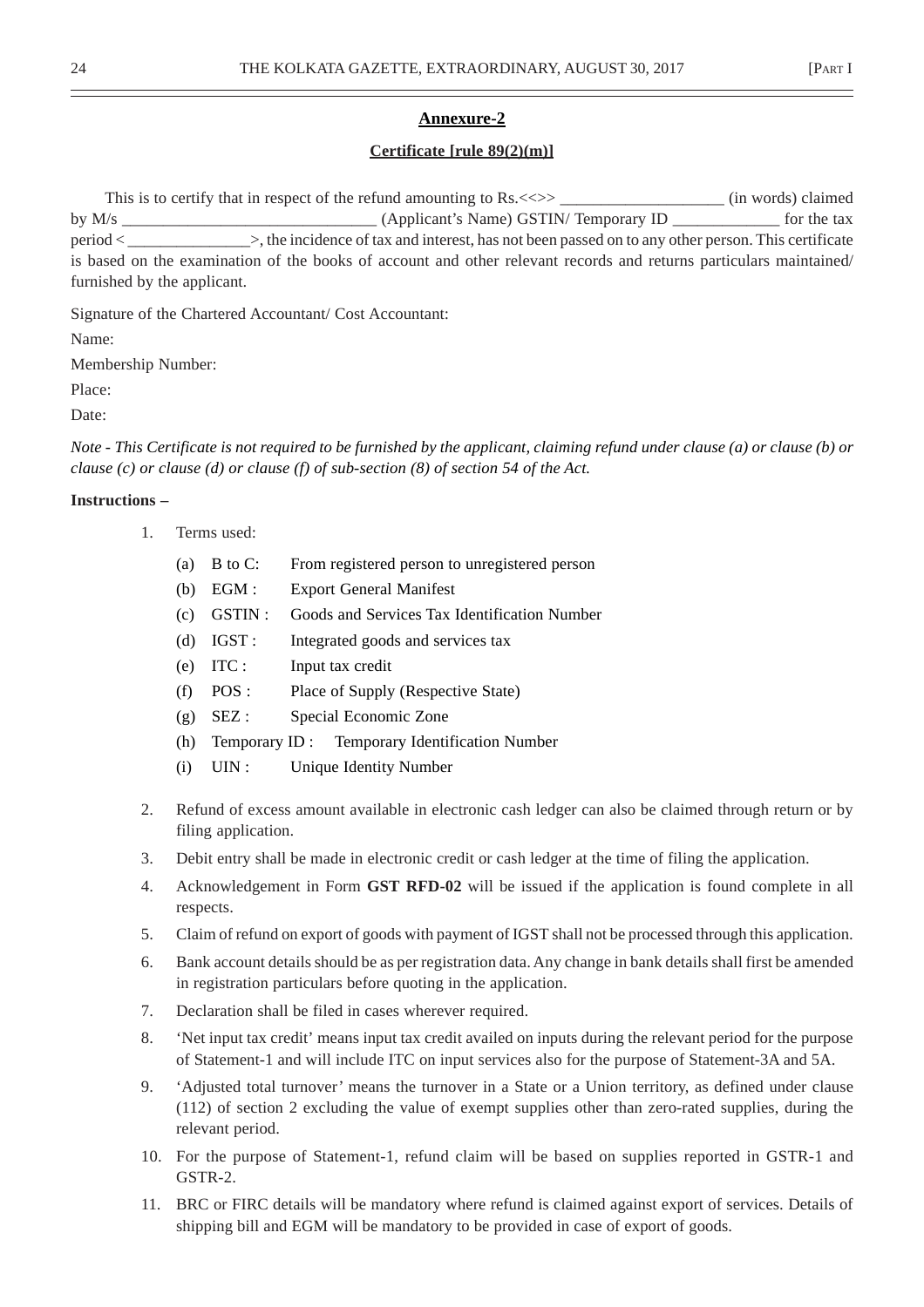**Annexure-2**

**Certificate [rule 89(2)(m)]**

This is to certify that in respect of the refund amounting to Rs.<<>> ____________________ (in words) claimed by M/s _______________________________ (Applicant's Name) GSTIN/ Temporary ID _____________ for the tax period < _______________>, the incidence of tax and interest, has not been passed on to any other person. This certificate is based on the examination of the books of account and other relevant records and returns particulars maintained/ furnished by the applicant.

Signature of the Chartered Accountant/ Cost Accountant:

Name:

Membership Number:

Place:

Date:

*Note - This Certificate is not required to be furnished by the applicant, claiming refund under clause (a) or clause (b) or clause (c) or clause (d) or clause (f) of sub-section (8) of section 54 of the Act.*

**Instructions –**

1. Terms used:
   - (a) B to C: From registered person to unregistered person
   - (b) EGM : Export General Manifest
   - (c) GSTIN : Goods and Services Tax Identification Number
   - (d) IGST : Integrated goods and services tax
   - (e) ITC : Input tax credit
   - (f) POS : Place of Supply (Respective State)
   - (g) SEZ : Special Economic Zone
   - (h) Temporary ID : Temporary Identification Number
   - (i) UIN : Unique Identity Number
2. Refund of excess amount available in electronic cash ledger can also be claimed through return or by filing application.
3. Debit entry shall be made in electronic credit or cash ledger at the time of filing the application.
4. Acknowledgement in Form **GST RFD-02** will be issued if the application is found complete in all respects.
5. Claim of refund on export of goods with payment of IGST shall not be processed through this application.
6. Bank account details should be as per registration data. Any change in bank details shall first be amended in registration particulars before quoting in the application.
7. Declaration shall be filed in cases wherever required.
8. 'Net input tax credit' means input tax credit availed on inputs during the relevant period for the purpose of Statement-1 and will include ITC on input services also for the purpose of Statement-3A and 5A.
9. 'Adjusted total turnover' means the turnover in a State or a Union territory, as defined under clause (112) of section 2 excluding the value of exempt supplies other than zero-rated supplies, during the relevant period.
10. For the purpose of Statement-1, refund claim will be based on supplies reported in GSTR-1 and GSTR-2.
11. BRC or FIRC details will be mandatory where refund is claimed against export of services. Details of shipping bill and EGM will be mandatory to be provided in case of export of goods.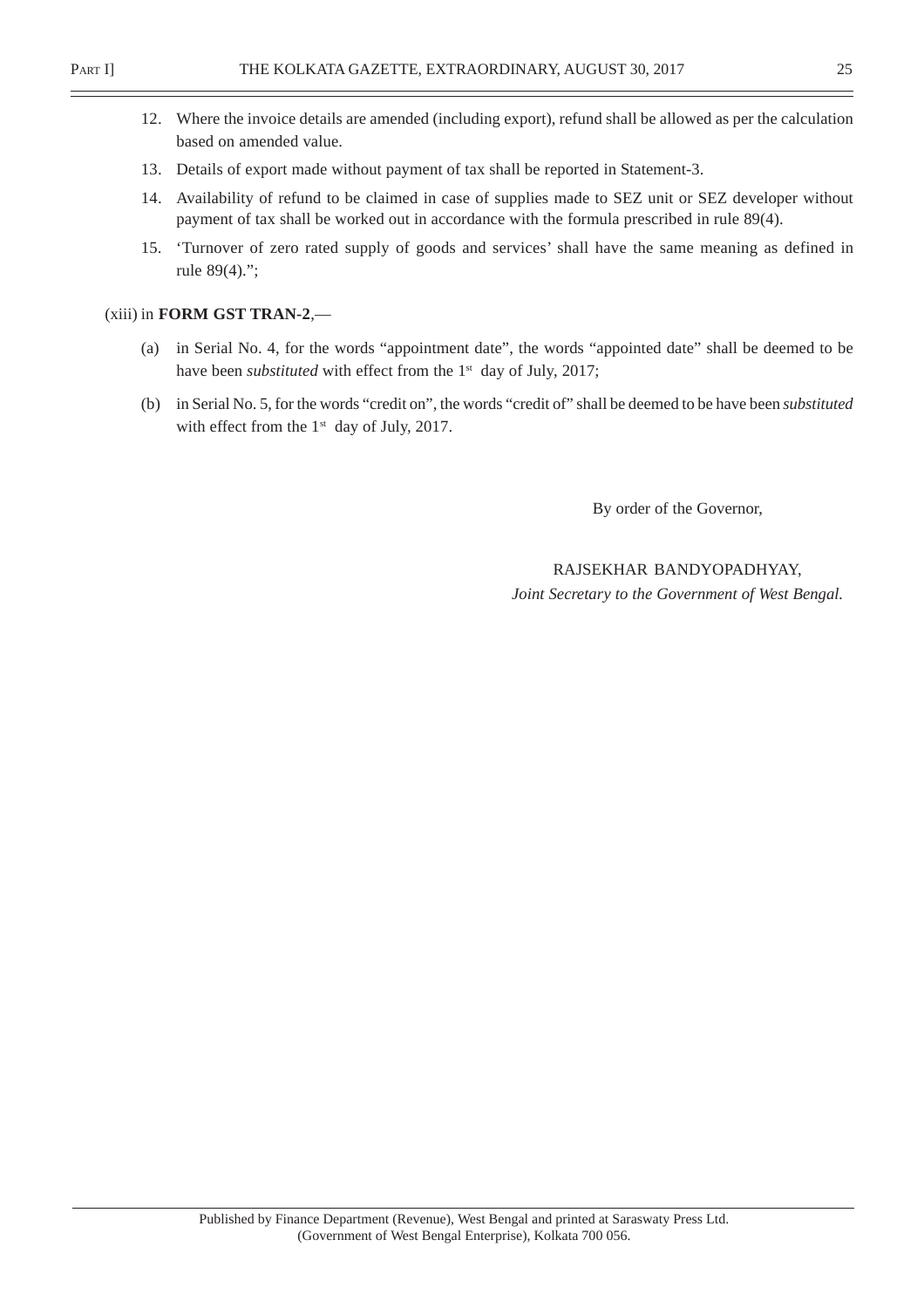12. Where the invoice details are amended (including export), refund shall be allowed as per the calculation based on amended value.

13. Details of export made without payment of tax shall be reported in Statement-3.

14. Availability of refund to be claimed in case of supplies made to SEZ unit or SEZ developer without payment of tax shall be worked out in accordance with the formula prescribed in rule 89(4).

15. 'Turnover of zero rated supply of goods and services' shall have the same meaning as defined in rule 89(4).";

(xiii) in **FORM GST TRAN-2**,—

(a) in Serial No. 4, for the words "appointment date", the words "appointed date" shall be deemed to be have been *substituted* with effect from the 1st day of July, 2017;

(b) in Serial No. 5, for the words "credit on", the words "credit of" shall be deemed to be have been *substituted* with effect from the 1st day of July, 2017.

By order of the Governor,

RAJSEKHAR BANDYOPADHYAY,
*Joint Secretary to the Government of West Bengal.*

Published by Finance Department (Revenue), West Bengal and printed at Saraswaty Press Ltd.
(Government of West Bengal Enterprise), Kolkata 700 056.